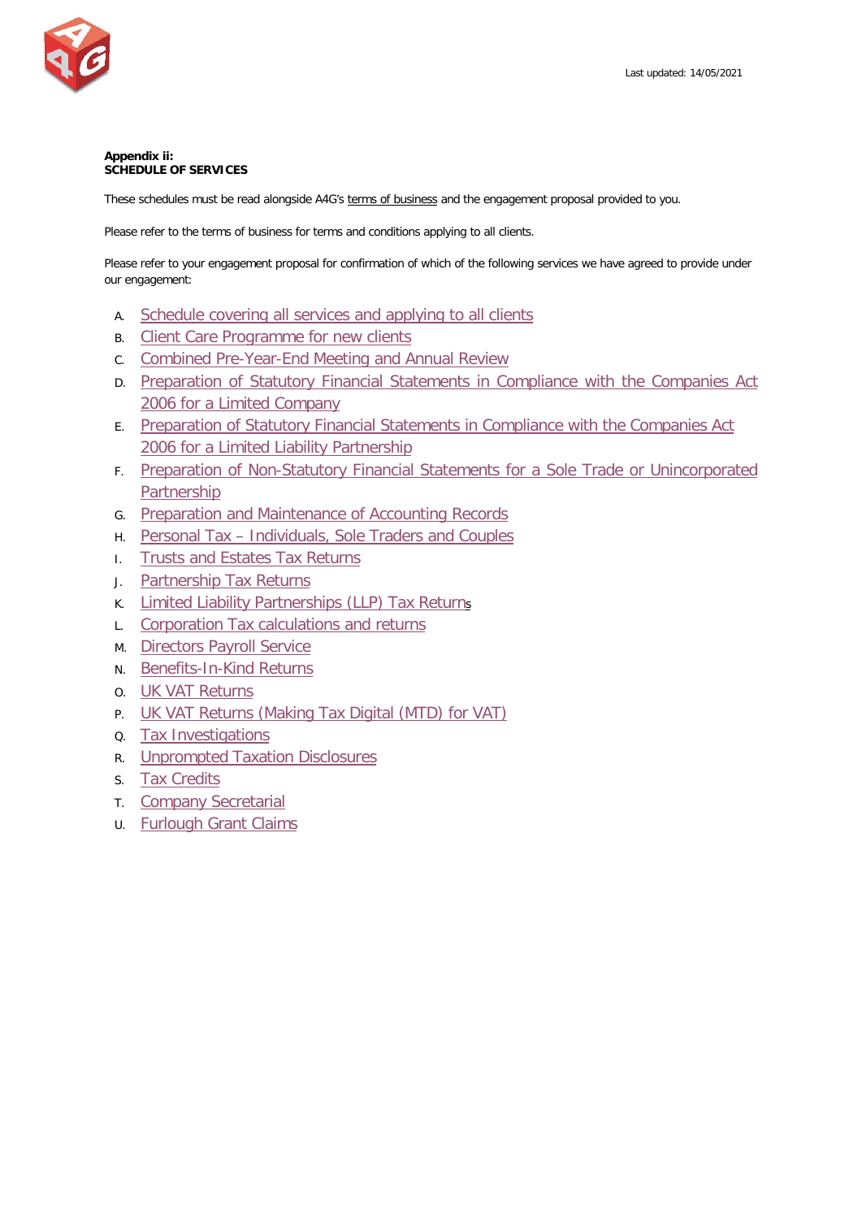Last updated: 14/05/2021

**Appendix ii:**
**SCHEDULE OF SERVICES**

These schedules must be read alongside A4G's terms of business and the engagement proposal provided to you.

Please refer to the terms of business for terms and conditions applying to all clients.

Please refer to your engagement proposal for confirmation of which of the following services we have agreed to provide under our engagement:

A. Schedule covering all services and applying to all clients
B. Client Care Programme for new clients
C. Combined Pre-Year-End Meeting and Annual Review
D. Preparation of Statutory Financial Statements in Compliance with the Companies Act 2006 for a Limited Company
E. Preparation of Statutory Financial Statements in Compliance with the Companies Act 2006 for a Limited Liability Partnership
F. Preparation of Non-Statutory Financial Statements for a Sole Trade or Unincorporated Partnership
G. Preparation and Maintenance of Accounting Records
H. Personal Tax – Individuals, Sole Traders and Couples
I. Trusts and Estates Tax Returns
J. Partnership Tax Returns
K. Limited Liability Partnerships (LLP) Tax Returns
L. Corporation Tax calculations and returns
M. Directors Payroll Service
N. Benefits-In-Kind Returns
O. UK VAT Returns
P. UK VAT Returns (Making Tax Digital (MTD) for VAT)
Q. Tax Investigations
R. Unprompted Taxation Disclosures
S. Tax Credits
T. Company Secretarial
U. Furlough Grant Claims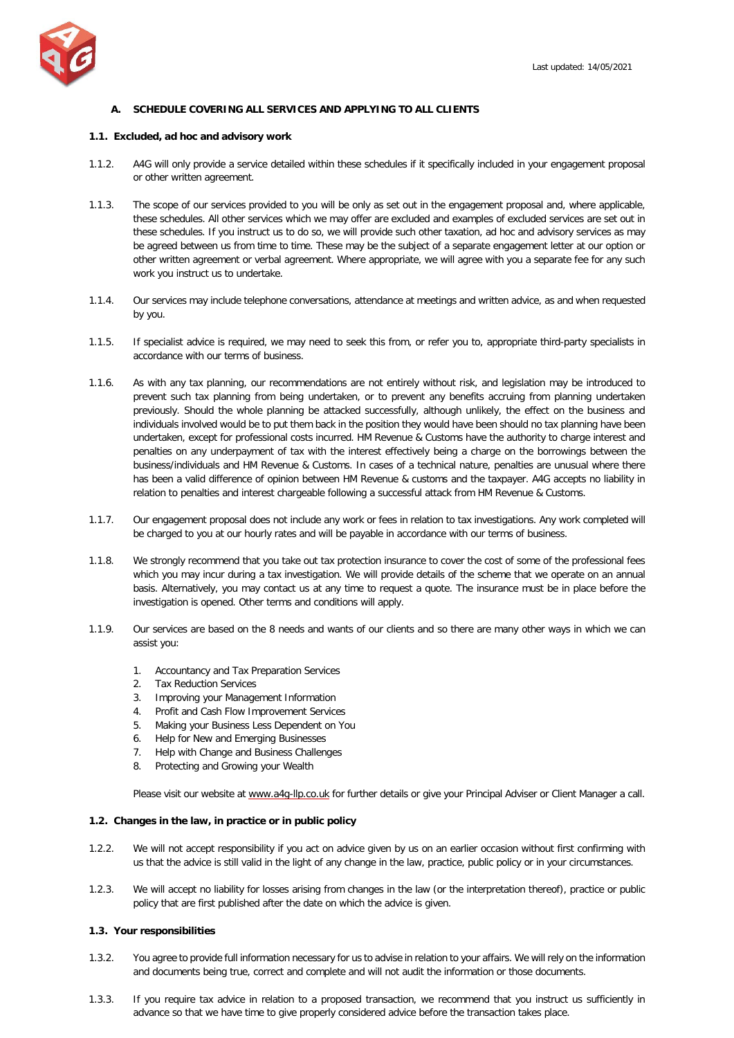Last updated: 14/05/2021

## A. SCHEDULE COVERING ALL SERVICES AND APPLYING TO ALL CLIENTS

### 1.1. Excluded, ad hoc and advisory work

1.1.2. A4G will only provide a service detailed within these schedules if it specifically included in your engagement proposal or other written agreement.

1.1.3. The scope of our services provided to you will be only as set out in the engagement proposal and, where applicable, these schedules. All other services which we may offer are excluded and examples of excluded services are set out in these schedules. If you instruct us to do so, we will provide such other taxation, ad hoc and advisory services as may be agreed between us from time to time. These may be the subject of a separate engagement letter at our option or other written agreement or verbal agreement. Where appropriate, we will agree with you a separate fee for any such work you instruct us to undertake.

1.1.4. Our services may include telephone conversations, attendance at meetings and written advice, as and when requested by you.

1.1.5. If specialist advice is required, we may need to seek this from, or refer you to, appropriate third-party specialists in accordance with our terms of business.

1.1.6. As with any tax planning, our recommendations are not entirely without risk, and legislation may be introduced to prevent such tax planning from being undertaken, or to prevent any benefits accruing from planning undertaken previously. Should the whole planning be attacked successfully, although unlikely, the effect on the business and individuals involved would be to put them back in the position they would have been should no tax planning have been undertaken, except for professional costs incurred. HM Revenue & Customs have the authority to charge interest and penalties on any underpayment of tax with the interest effectively being a charge on the borrowings between the business/individuals and HM Revenue & Customs. In cases of a technical nature, penalties are unusual where there has been a valid difference of opinion between HM Revenue & customs and the taxpayer. A4G accepts no liability in relation to penalties and interest chargeable following a successful attack from HM Revenue & Customs.

1.1.7. Our engagement proposal does not include any work or fees in relation to tax investigations. Any work completed will be charged to you at our hourly rates and will be payable in accordance with our terms of business.

1.1.8. We strongly recommend that you take out tax protection insurance to cover the cost of some of the professional fees which you may incur during a tax investigation. We will provide details of the scheme that we operate on an annual basis. Alternatively, you may contact us at any time to request a quote. The insurance must be in place before the investigation is opened. Other terms and conditions will apply.

1.1.9. Our services are based on the 8 needs and wants of our clients and so there are many other ways in which we can assist you:

1. Accountancy and Tax Preparation Services
2. Tax Reduction Services
3. Improving your Management Information
4. Profit and Cash Flow Improvement Services
5. Making your Business Less Dependent on You
6. Help for New and Emerging Businesses
7. Help with Change and Business Challenges
8. Protecting and Growing your Wealth

Please visit our website at www.a4g-llp.co.uk for further details or give your Principal Adviser or Client Manager a call.

### 1.2. Changes in the law, in practice or in public policy

1.2.2. We will not accept responsibility if you act on advice given by us on an earlier occasion without first confirming with us that the advice is still valid in the light of any change in the law, practice, public policy or in your circumstances.

1.2.3. We will accept no liability for losses arising from changes in the law (or the interpretation thereof), practice or public policy that are first published after the date on which the advice is given.

### 1.3. Your responsibilities

1.3.2. You agree to provide full information necessary for us to advise in relation to your affairs. We will rely on the information and documents being true, correct and complete and will not audit the information or those documents.

1.3.3. If you require tax advice in relation to a proposed transaction, we recommend that you instruct us sufficiently in advance so that we have time to give properly considered advice before the transaction takes place.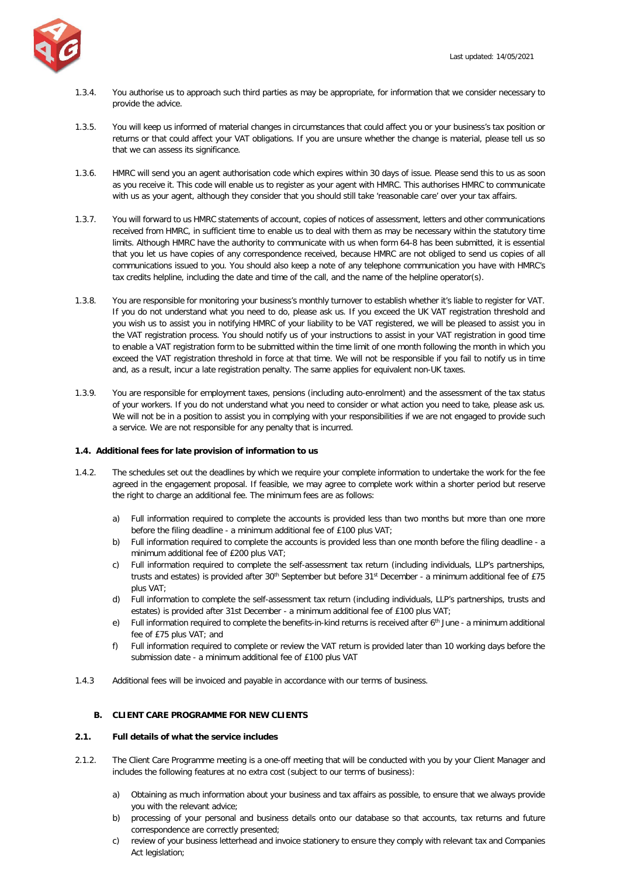1.3.4. You authorise us to approach such third parties as may be appropriate, for information that we consider necessary to provide the advice.

1.3.5. You will keep us informed of material changes in circumstances that could affect you or your business's tax position or returns or that could affect your VAT obligations. If you are unsure whether the change is material, please tell us so that we can assess its significance.

1.3.6. HMRC will send you an agent authorisation code which expires within 30 days of issue. Please send this to us as soon as you receive it. This code will enable us to register as your agent with HMRC. This authorises HMRC to communicate with us as your agent, although they consider that you should still take 'reasonable care' over your tax affairs.

1.3.7. You will forward to us HMRC statements of account, copies of notices of assessment, letters and other communications received from HMRC, in sufficient time to enable us to deal with them as may be necessary within the statutory time limits. Although HMRC have the authority to communicate with us when form 64-8 has been submitted, it is essential that you let us have copies of any correspondence received, because HMRC are not obliged to send us copies of all communications issued to you. You should also keep a note of any telephone communication you have with HMRC's tax credits helpline, including the date and time of the call, and the name of the helpline operator(s).

1.3.8. You are responsible for monitoring your business's monthly turnover to establish whether it's liable to register for VAT. If you do not understand what you need to do, please ask us. If you exceed the UK VAT registration threshold and you wish us to assist you in notifying HMRC of your liability to be VAT registered, we will be pleased to assist you in the VAT registration process. You should notify us of your instructions to assist in your VAT registration in good time to enable a VAT registration form to be submitted within the time limit of one month following the month in which you exceed the VAT registration threshold in force at that time. We will not be responsible if you fail to notify us in time and, as a result, incur a late registration penalty. The same applies for equivalent non-UK taxes.

1.3.9. You are responsible for employment taxes, pensions (including auto-enrolment) and the assessment of the tax status of your workers. If you do not understand what you need to consider or what action you need to take, please ask us. We will not be in a position to assist you in complying with your responsibilities if we are not engaged to provide such a service. We are not responsible for any penalty that is incurred.

**1.4. Additional fees for late provision of information to us**

1.4.2. The schedules set out the deadlines by which we require your complete information to undertake the work for the fee agreed in the engagement proposal. If feasible, we may agree to complete work within a shorter period but reserve the right to charge an additional fee. The minimum fees are as follows:

a) Full information required to complete the accounts is provided less than two months but more than one more before the filing deadline - a minimum additional fee of £100 plus VAT;
b) Full information required to complete the accounts is provided less than one month before the filing deadline - a minimum additional fee of £200 plus VAT;
c) Full information required to complete the self-assessment tax return (including individuals, LLP's partnerships, trusts and estates) is provided after 30th September but before 31st December - a minimum additional fee of £75 plus VAT;
d) Full information to complete the self-assessment tax return (including individuals, LLP's partnerships, trusts and estates) is provided after 31st December - a minimum additional fee of £100 plus VAT;
e) Full information required to complete the benefits-in-kind returns is received after 6th June - a minimum additional fee of £75 plus VAT; and
f) Full information required to complete or review the VAT return is provided later than 10 working days before the submission date - a minimum additional fee of £100 plus VAT

1.4.3 Additional fees will be invoiced and payable in accordance with our terms of business.

## B. CLIENT CARE PROGRAMME FOR NEW CLIENTS

**2.1. Full details of what the service includes**

2.1.2. The Client Care Programme meeting is a one-off meeting that will be conducted with you by your Client Manager and includes the following features at no extra cost (subject to our terms of business):

a) Obtaining as much information about your business and tax affairs as possible, to ensure that we always provide you with the relevant advice;
b) processing of your personal and business details onto our database so that accounts, tax returns and future correspondence are correctly presented;
c) review of your business letterhead and invoice stationery to ensure they comply with relevant tax and Companies Act legislation;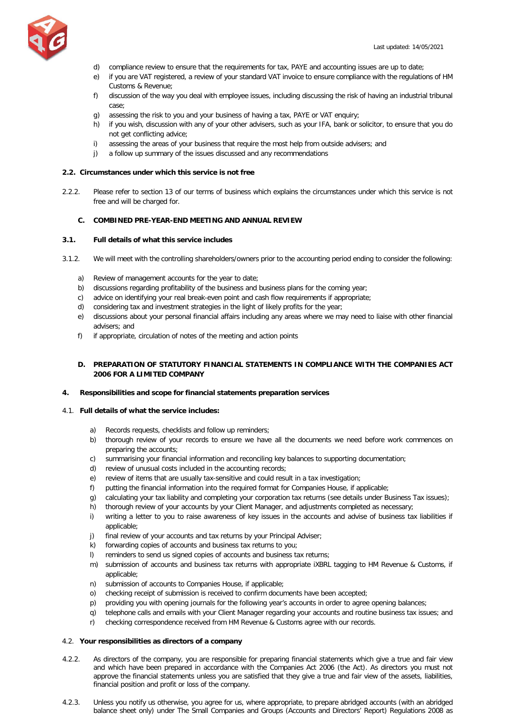d) compliance review to ensure that the requirements for tax, PAYE and accounting issues are up to date;
e) if you are VAT registered, a review of your standard VAT invoice to ensure compliance with the regulations of HM Customs & Revenue;
f) discussion of the way you deal with employee issues, including discussing the risk of having an industrial tribunal case;
g) assessing the risk to you and your business of having a tax, PAYE or VAT enquiry;
h) if you wish, discussion with any of your other advisers, such as your IFA, bank or solicitor, to ensure that you do not get conflicting advice;
i) assessing the areas of your business that require the most help from outside advisers; and
j) a follow up summary of the issues discussed and any recommendations

**2.2. Circumstances under which this service is not free**

2.2.2. Please refer to section 13 of our terms of business which explains the circumstances under which this service is not free and will be charged for.

## C. COMBINED PRE-YEAR-END MEETING AND ANNUAL REVIEW

**3.1. Full details of what this service includes**

3.1.2. We will meet with the controlling shareholders/owners prior to the accounting period ending to consider the following:

a) Review of management accounts for the year to date;
b) discussions regarding profitability of the business and business plans for the coming year;
c) advice on identifying your real break-even point and cash flow requirements if appropriate;
d) considering tax and investment strategies in the light of likely profits for the year;
e) discussions about your personal financial affairs including any areas where we may need to liaise with other financial advisers; and
f) if appropriate, circulation of notes of the meeting and action points

## D. PREPARATION OF STATUTORY FINANCIAL STATEMENTS IN COMPLIANCE WITH THE COMPANIES ACT 2006 FOR A LIMITED COMPANY

**4. Responsibilities and scope for financial statements preparation services**

4.1. **Full details of what the service includes:**

a) Records requests, checklists and follow up reminders;
b) thorough review of your records to ensure we have all the documents we need before work commences on preparing the accounts;
c) summarising your financial information and reconciling key balances to supporting documentation;
d) review of unusual costs included in the accounting records;
e) review of items that are usually tax-sensitive and could result in a tax investigation;
f) putting the financial information into the required format for Companies House, if applicable;
g) calculating your tax liability and completing your corporation tax returns (see details under Business Tax issues);
h) thorough review of your accounts by your Client Manager, and adjustments completed as necessary;
i) writing a letter to you to raise awareness of key issues in the accounts and advise of business tax liabilities if applicable;
j) final review of your accounts and tax returns by your Principal Adviser;
k) forwarding copies of accounts and business tax returns to you;
l) reminders to send us signed copies of accounts and business tax returns;
m) submission of accounts and business tax returns with appropriate iXBRL tagging to HM Revenue & Customs, if applicable;
n) submission of accounts to Companies House, if applicable;
o) checking receipt of submission is received to confirm documents have been accepted;
p) providing you with opening journals for the following year's accounts in order to agree opening balances;
q) telephone calls and emails with your Client Manager regarding your accounts and routine business tax issues; and
r) checking correspondence received from HM Revenue & Customs agree with our records.

4.2. **Your responsibilities as directors of a company**

4.2.2. As directors of the company, you are responsible for preparing financial statements which give a true and fair view and which have been prepared in accordance with the Companies Act 2006 (the Act). As directors you must not approve the financial statements unless you are satisfied that they give a true and fair view of the assets, liabilities, financial position and profit or loss of the company.

4.2.3. Unless you notify us otherwise, you agree for us, where appropriate, to prepare abridged accounts (with an abridged balance sheet only) under The Small Companies and Groups (Accounts and Directors' Report) Regulations 2008 as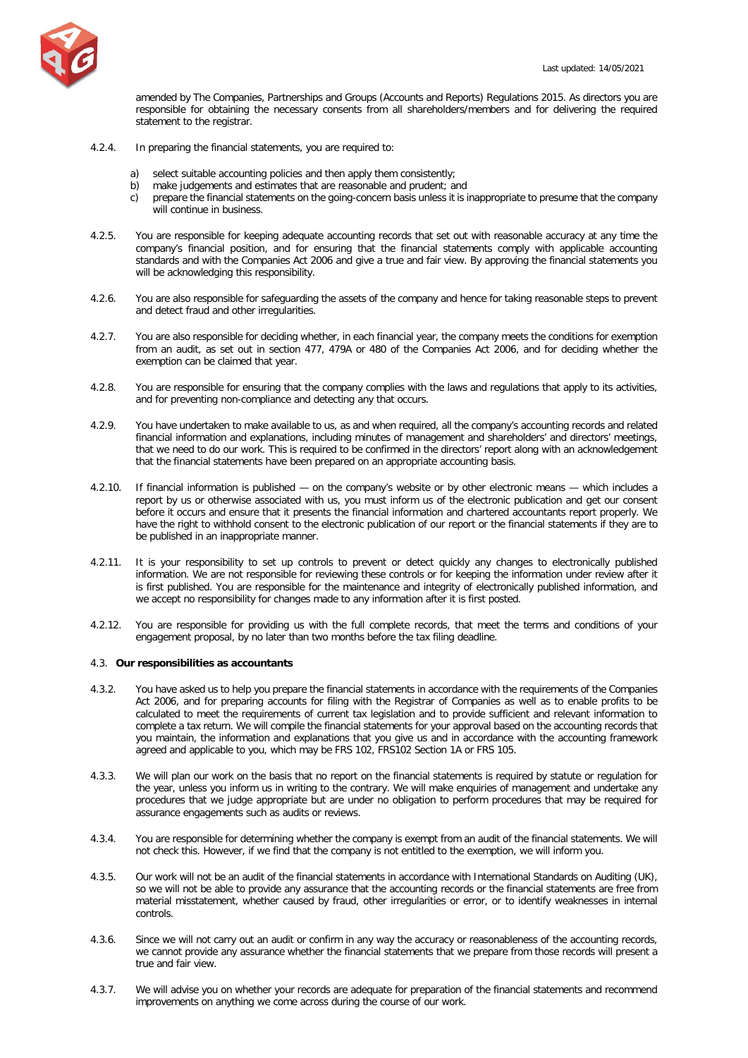amended by The Companies, Partnerships and Groups (Accounts and Reports) Regulations 2015. As directors you are responsible for obtaining the necessary consents from all shareholders/members and for delivering the required statement to the registrar.

4.2.4. In preparing the financial statements, you are required to:

a) select suitable accounting policies and then apply them consistently;
b) make judgements and estimates that are reasonable and prudent; and
c) prepare the financial statements on the going-concern basis unless it is inappropriate to presume that the company will continue in business.

4.2.5. You are responsible for keeping adequate accounting records that set out with reasonable accuracy at any time the company's financial position, and for ensuring that the financial statements comply with applicable accounting standards and with the Companies Act 2006 and give a true and fair view. By approving the financial statements you will be acknowledging this responsibility.

4.2.6. You are also responsible for safeguarding the assets of the company and hence for taking reasonable steps to prevent and detect fraud and other irregularities.

4.2.7. You are also responsible for deciding whether, in each financial year, the company meets the conditions for exemption from an audit, as set out in section 477, 479A or 480 of the Companies Act 2006, and for deciding whether the exemption can be claimed that year.

4.2.8. You are responsible for ensuring that the company complies with the laws and regulations that apply to its activities, and for preventing non-compliance and detecting any that occurs.

4.2.9. You have undertaken to make available to us, as and when required, all the company's accounting records and related financial information and explanations, including minutes of management and shareholders' and directors' meetings, that we need to do our work. This is required to be confirmed in the directors' report along with an acknowledgement that the financial statements have been prepared on an appropriate accounting basis.

4.2.10. If financial information is published — on the company's website or by other electronic means — which includes a report by us or otherwise associated with us, you must inform us of the electronic publication and get our consent before it occurs and ensure that it presents the financial information and chartered accountants report properly. We have the right to withhold consent to the electronic publication of our report or the financial statements if they are to be published in an inappropriate manner.

4.2.11. It is your responsibility to set up controls to prevent or detect quickly any changes to electronically published information. We are not responsible for reviewing these controls or for keeping the information under review after it is first published. You are responsible for the maintenance and integrity of electronically published information, and we accept no responsibility for changes made to any information after it is first posted.

4.2.12. You are responsible for providing us with the full complete records, that meet the terms and conditions of your engagement proposal, by no later than two months before the tax filing deadline.

4.3. **Our responsibilities as accountants**

4.3.2. You have asked us to help you prepare the financial statements in accordance with the requirements of the Companies Act 2006, and for preparing accounts for filing with the Registrar of Companies as well as to enable profits to be calculated to meet the requirements of current tax legislation and to provide sufficient and relevant information to complete a tax return. We will compile the financial statements for your approval based on the accounting records that you maintain, the information and explanations that you give us and in accordance with the accounting framework agreed and applicable to you, which may be FRS 102, FRS102 Section 1A or FRS 105.

4.3.3. We will plan our work on the basis that no report on the financial statements is required by statute or regulation for the year, unless you inform us in writing to the contrary. We will make enquiries of management and undertake any procedures that we judge appropriate but are under no obligation to perform procedures that may be required for assurance engagements such as audits or reviews.

4.3.4. You are responsible for determining whether the company is exempt from an audit of the financial statements. We will not check this. However, if we find that the company is not entitled to the exemption, we will inform you.

4.3.5. Our work will not be an audit of the financial statements in accordance with International Standards on Auditing (UK), so we will not be able to provide any assurance that the accounting records or the financial statements are free from material misstatement, whether caused by fraud, other irregularities or error, or to identify weaknesses in internal controls.

4.3.6. Since we will not carry out an audit or confirm in any way the accuracy or reasonableness of the accounting records, we cannot provide any assurance whether the financial statements that we prepare from those records will present a true and fair view.

4.3.7. We will advise you on whether your records are adequate for preparation of the financial statements and recommend improvements on anything we come across during the course of our work.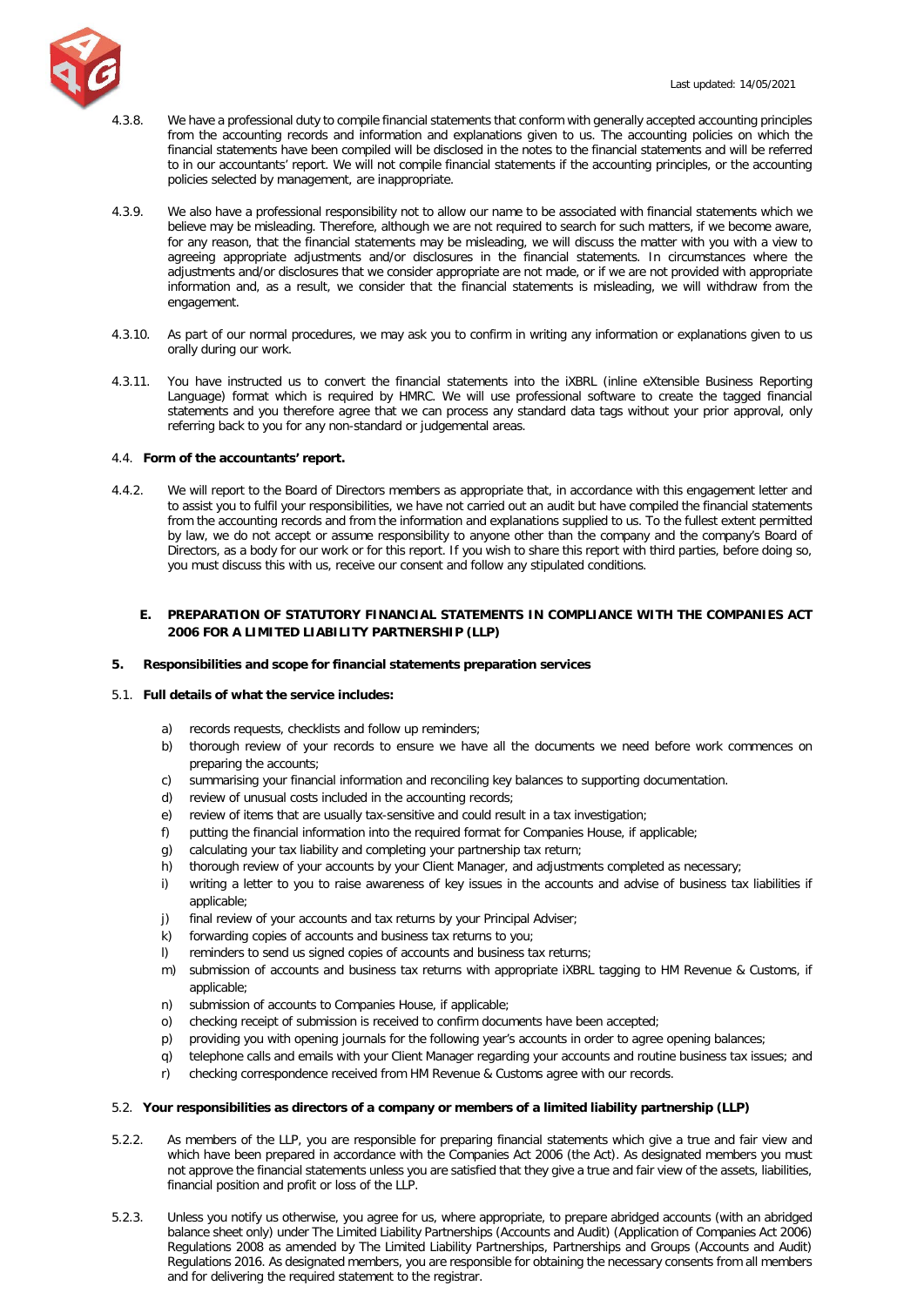4.3.8. We have a professional duty to compile financial statements that conform with generally accepted accounting principles from the accounting records and information and explanations given to us. The accounting policies on which the financial statements have been compiled will be disclosed in the notes to the financial statements and will be referred to in our accountants' report. We will not compile financial statements if the accounting principles, or the accounting policies selected by management, are inappropriate.

4.3.9. We also have a professional responsibility not to allow our name to be associated with financial statements which we believe may be misleading. Therefore, although we are not required to search for such matters, if we become aware, for any reason, that the financial statements may be misleading, we will discuss the matter with you with a view to agreeing appropriate adjustments and/or disclosures in the financial statements. In circumstances where the adjustments and/or disclosures that we consider appropriate are not made, or if we are not provided with appropriate information and, as a result, we consider that the financial statements is misleading, we will withdraw from the engagement.

4.3.10. As part of our normal procedures, we may ask you to confirm in writing any information or explanations given to us orally during our work.

4.3.11. You have instructed us to convert the financial statements into the iXBRL (inline eXtensible Business Reporting Language) format which is required by HMRC. We will use professional software to create the tagged financial statements and you therefore agree that we can process any standard data tags without your prior approval, only referring back to you for any non-standard or judgemental areas.

4.4. **Form of the accountants' report.**

4.4.2. We will report to the Board of Directors members as appropriate that, in accordance with this engagement letter and to assist you to fulfil your responsibilities, we have not carried out an audit but have compiled the financial statements from the accounting records and from the information and explanations supplied to us. To the fullest extent permitted by law, we do not accept or assume responsibility to anyone other than the company and the company's Board of Directors, as a body for our work or for this report. If you wish to share this report with third parties, before doing so, you must discuss this with us, receive our consent and follow any stipulated conditions.

## E. PREPARATION OF STATUTORY FINANCIAL STATEMENTS IN COMPLIANCE WITH THE COMPANIES ACT 2006 FOR A LIMITED LIABILITY PARTNERSHIP (LLP)

### 5. Responsibilities and scope for financial statements preparation services

5.1. **Full details of what the service includes:**

a) records requests, checklists and follow up reminders;
b) thorough review of your records to ensure we have all the documents we need before work commences on preparing the accounts;
c) summarising your financial information and reconciling key balances to supporting documentation.
d) review of unusual costs included in the accounting records;
e) review of items that are usually tax-sensitive and could result in a tax investigation;
f) putting the financial information into the required format for Companies House, if applicable;
g) calculating your tax liability and completing your partnership tax return;
h) thorough review of your accounts by your Client Manager, and adjustments completed as necessary;
i) writing a letter to you to raise awareness of key issues in the accounts and advise of business tax liabilities if applicable;
j) final review of your accounts and tax returns by your Principal Adviser;
k) forwarding copies of accounts and business tax returns to you;
l) reminders to send us signed copies of accounts and business tax returns;
m) submission of accounts and business tax returns with appropriate iXBRL tagging to HM Revenue & Customs, if applicable;
n) submission of accounts to Companies House, if applicable;
o) checking receipt of submission is received to confirm documents have been accepted;
p) providing you with opening journals for the following year's accounts in order to agree opening balances;
q) telephone calls and emails with your Client Manager regarding your accounts and routine business tax issues; and
r) checking correspondence received from HM Revenue & Customs agree with our records.

5.2. **Your responsibilities as directors of a company or members of a limited liability partnership (LLP)**

5.2.2. As members of the LLP, you are responsible for preparing financial statements which give a true and fair view and which have been prepared in accordance with the Companies Act 2006 (the Act). As designated members you must not approve the financial statements unless you are satisfied that they give a true and fair view of the assets, liabilities, financial position and profit or loss of the LLP.

5.2.3. Unless you notify us otherwise, you agree for us, where appropriate, to prepare abridged accounts (with an abridged balance sheet only) under The Limited Liability Partnerships (Accounts and Audit) (Application of Companies Act 2006) Regulations 2008 as amended by The Limited Liability Partnerships, Partnerships and Groups (Accounts and Audit) Regulations 2016. As designated members, you are responsible for obtaining the necessary consents from all members and for delivering the required statement to the registrar.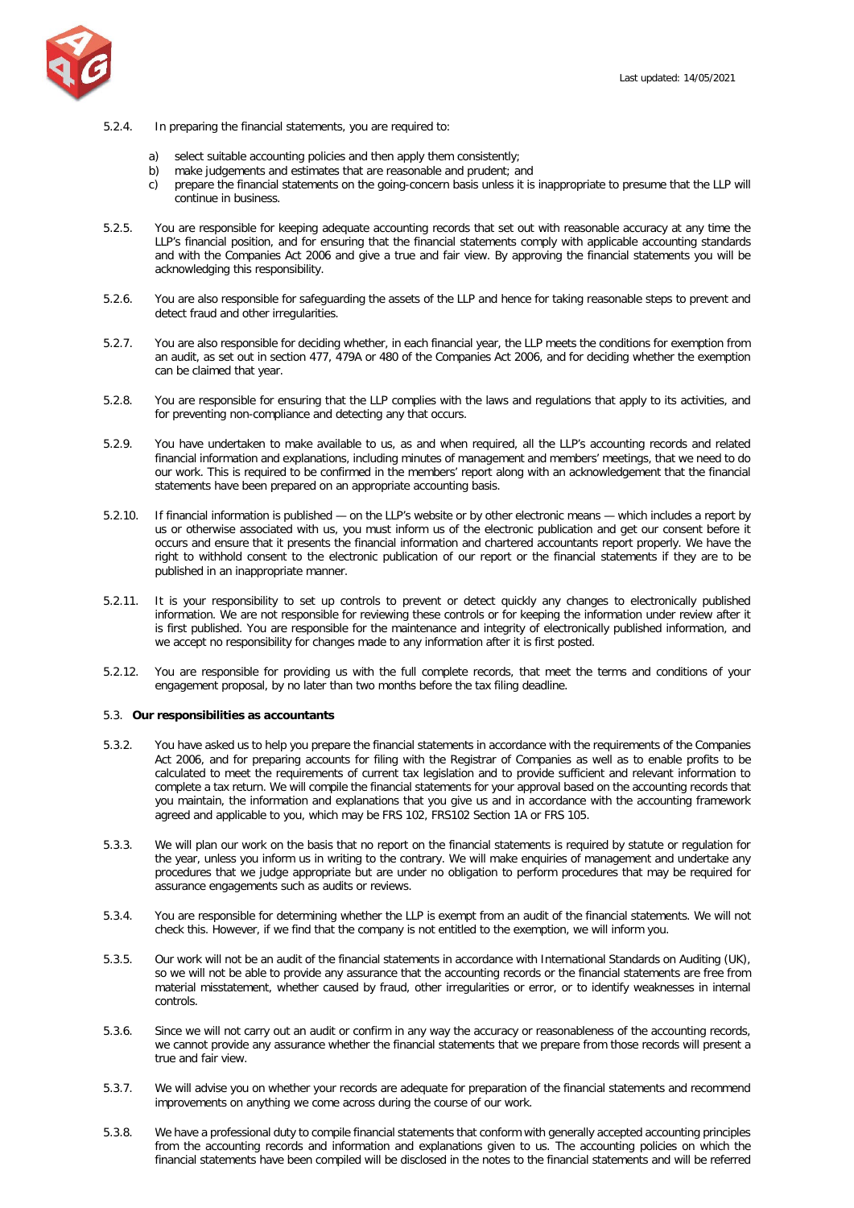5.2.4. In preparing the financial statements, you are required to:

a) select suitable accounting policies and then apply them consistently;
b) make judgements and estimates that are reasonable and prudent; and
c) prepare the financial statements on the going-concern basis unless it is inappropriate to presume that the LLP will continue in business.

5.2.5. You are responsible for keeping adequate accounting records that set out with reasonable accuracy at any time the LLP's financial position, and for ensuring that the financial statements comply with applicable accounting standards and with the Companies Act 2006 and give a true and fair view. By approving the financial statements you will be acknowledging this responsibility.

5.2.6. You are also responsible for safeguarding the assets of the LLP and hence for taking reasonable steps to prevent and detect fraud and other irregularities.

5.2.7. You are also responsible for deciding whether, in each financial year, the LLP meets the conditions for exemption from an audit, as set out in section 477, 479A or 480 of the Companies Act 2006, and for deciding whether the exemption can be claimed that year.

5.2.8. You are responsible for ensuring that the LLP complies with the laws and regulations that apply to its activities, and for preventing non-compliance and detecting any that occurs.

5.2.9. You have undertaken to make available to us, as and when required, all the LLP's accounting records and related financial information and explanations, including minutes of management and members' meetings, that we need to do our work. This is required to be confirmed in the members' report along with an acknowledgement that the financial statements have been prepared on an appropriate accounting basis.

5.2.10. If financial information is published — on the LLP's website or by other electronic means — which includes a report by us or otherwise associated with us, you must inform us of the electronic publication and get our consent before it occurs and ensure that it presents the financial information and chartered accountants report properly. We have the right to withhold consent to the electronic publication of our report or the financial statements if they are to be published in an inappropriate manner.

5.2.11. It is your responsibility to set up controls to prevent or detect quickly any changes to electronically published information. We are not responsible for reviewing these controls or for keeping the information under review after it is first published. You are responsible for the maintenance and integrity of electronically published information, and we accept no responsibility for changes made to any information after it is first posted.

5.2.12. You are responsible for providing us with the full complete records, that meet the terms and conditions of your engagement proposal, by no later than two months before the tax filing deadline.

5.3. **Our responsibilities as accountants**

5.3.2. You have asked us to help you prepare the financial statements in accordance with the requirements of the Companies Act 2006, and for preparing accounts for filing with the Registrar of Companies as well as to enable profits to be calculated to meet the requirements of current tax legislation and to provide sufficient and relevant information to complete a tax return. We will compile the financial statements for your approval based on the accounting records that you maintain, the information and explanations that you give us and in accordance with the accounting framework agreed and applicable to you, which may be FRS 102, FRS102 Section 1A or FRS 105.

5.3.3. We will plan our work on the basis that no report on the financial statements is required by statute or regulation for the year, unless you inform us in writing to the contrary. We will make enquiries of management and undertake any procedures that we judge appropriate but are under no obligation to perform procedures that may be required for assurance engagements such as audits or reviews.

5.3.4. You are responsible for determining whether the LLP is exempt from an audit of the financial statements. We will not check this. However, if we find that the company is not entitled to the exemption, we will inform you.

5.3.5. Our work will not be an audit of the financial statements in accordance with International Standards on Auditing (UK), so we will not be able to provide any assurance that the accounting records or the financial statements are free from material misstatement, whether caused by fraud, other irregularities or error, or to identify weaknesses in internal controls.

5.3.6. Since we will not carry out an audit or confirm in any way the accuracy or reasonableness of the accounting records, we cannot provide any assurance whether the financial statements that we prepare from those records will present a true and fair view.

5.3.7. We will advise you on whether your records are adequate for preparation of the financial statements and recommend improvements on anything we come across during the course of our work.

5.3.8. We have a professional duty to compile financial statements that conform with generally accepted accounting principles from the accounting records and information and explanations given to us. The accounting policies on which the financial statements have been compiled will be disclosed in the notes to the financial statements and will be referred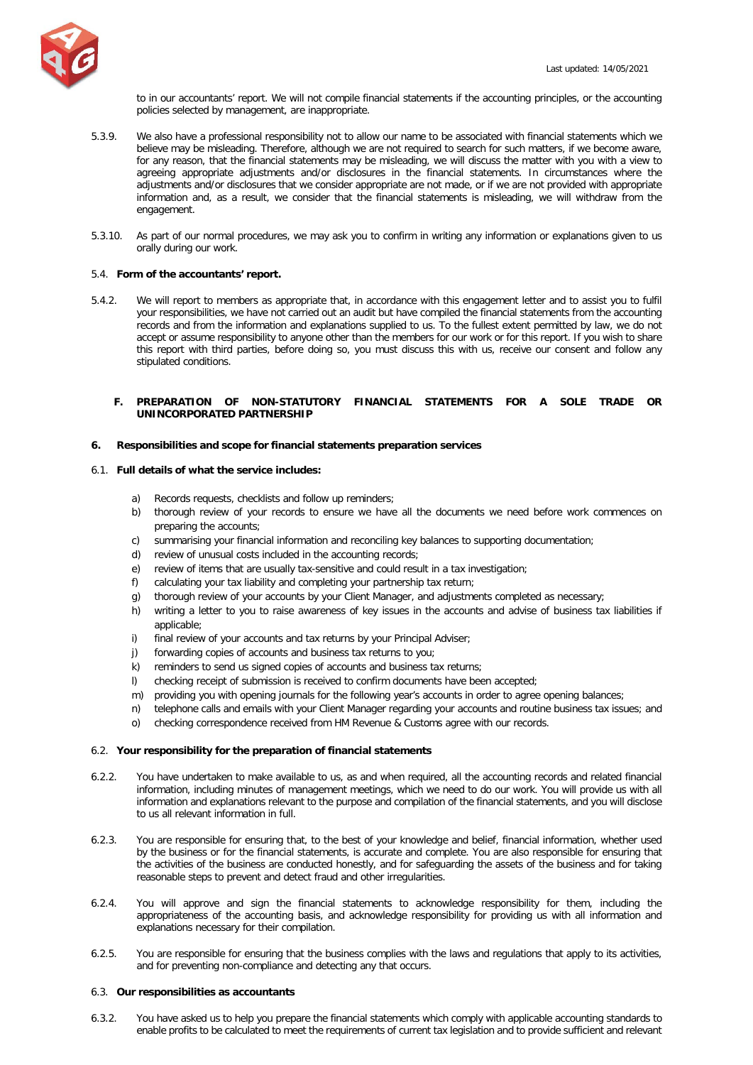to in our accountants' report. We will not compile financial statements if the accounting principles, or the accounting policies selected by management, are inappropriate.

5.3.9. We also have a professional responsibility not to allow our name to be associated with financial statements which we believe may be misleading. Therefore, although we are not required to search for such matters, if we become aware, for any reason, that the financial statements may be misleading, we will discuss the matter with you with a view to agreeing appropriate adjustments and/or disclosures in the financial statements. In circumstances where the adjustments and/or disclosures that we consider appropriate are not made, or if we are not provided with appropriate information and, as a result, we consider that the financial statements is misleading, we will withdraw from the engagement.

5.3.10. As part of our normal procedures, we may ask you to confirm in writing any information or explanations given to us orally during our work.

5.4. **Form of the accountants' report.**

5.4.2. We will report to members as appropriate that, in accordance with this engagement letter and to assist you to fulfil your responsibilities, we have not carried out an audit but have compiled the financial statements from the accounting records and from the information and explanations supplied to us. To the fullest extent permitted by law, we do not accept or assume responsibility to anyone other than the members for our work or for this report. If you wish to share this report with third parties, before doing so, you must discuss this with us, receive our consent and follow any stipulated conditions.

## F. PREPARATION OF NON-STATUTORY FINANCIAL STATEMENTS FOR A SOLE TRADE OR UNINCORPORATED PARTNERSHIP

## 6. Responsibilities and scope for financial statements preparation services

6.1. **Full details of what the service includes:**

a) Records requests, checklists and follow up reminders;
b) thorough review of your records to ensure we have all the documents we need before work commences on preparing the accounts;
c) summarising your financial information and reconciling key balances to supporting documentation;
d) review of unusual costs included in the accounting records;
e) review of items that are usually tax-sensitive and could result in a tax investigation;
f) calculating your tax liability and completing your partnership tax return;
g) thorough review of your accounts by your Client Manager, and adjustments completed as necessary;
h) writing a letter to you to raise awareness of key issues in the accounts and advise of business tax liabilities if applicable;
i) final review of your accounts and tax returns by your Principal Adviser;
j) forwarding copies of accounts and business tax returns to you;
k) reminders to send us signed copies of accounts and business tax returns;
l) checking receipt of submission is received to confirm documents have been accepted;
m) providing you with opening journals for the following year's accounts in order to agree opening balances;
n) telephone calls and emails with your Client Manager regarding your accounts and routine business tax issues; and
o) checking correspondence received from HM Revenue & Customs agree with our records.

6.2. **Your responsibility for the preparation of financial statements**

6.2.2. You have undertaken to make available to us, as and when required, all the accounting records and related financial information, including minutes of management meetings, which we need to do our work. You will provide us with all information and explanations relevant to the purpose and compilation of the financial statements, and you will disclose to us all relevant information in full.

6.2.3. You are responsible for ensuring that, to the best of your knowledge and belief, financial information, whether used by the business or for the financial statements, is accurate and complete. You are also responsible for ensuring that the activities of the business are conducted honestly, and for safeguarding the assets of the business and for taking reasonable steps to prevent and detect fraud and other irregularities.

6.2.4. You will approve and sign the financial statements to acknowledge responsibility for them, including the appropriateness of the accounting basis, and acknowledge responsibility for providing us with all information and explanations necessary for their compilation.

6.2.5. You are responsible for ensuring that the business complies with the laws and regulations that apply to its activities, and for preventing non-compliance and detecting any that occurs.

6.3. **Our responsibilities as accountants**

6.3.2. You have asked us to help you prepare the financial statements which comply with applicable accounting standards to enable profits to be calculated to meet the requirements of current tax legislation and to provide sufficient and relevant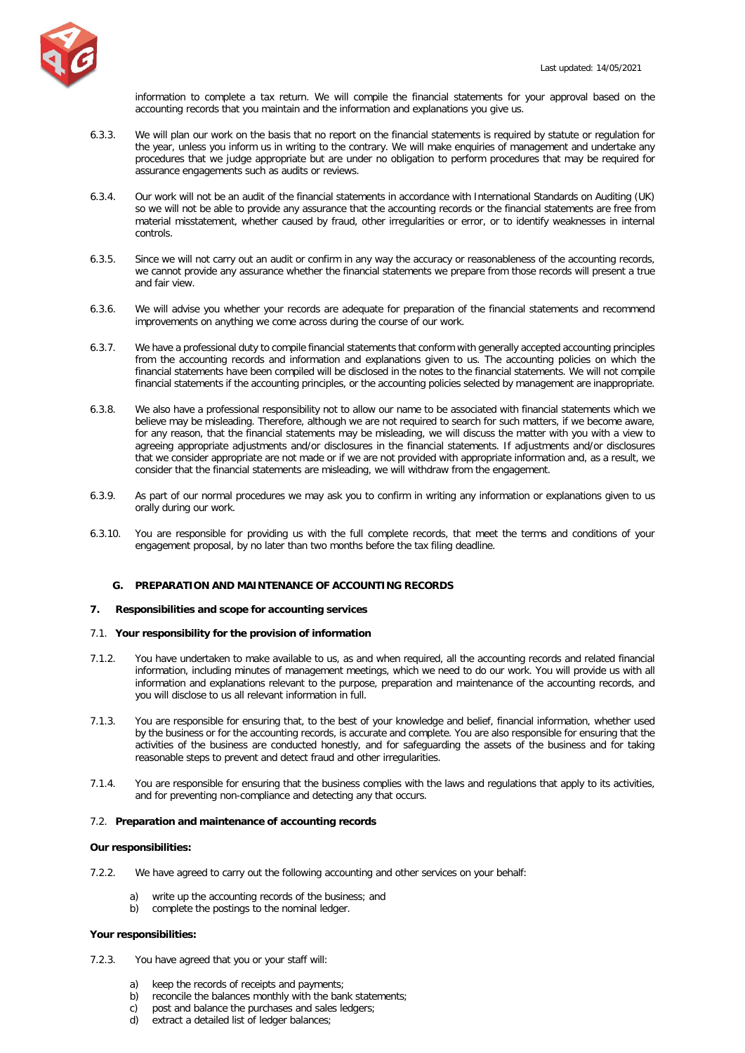information to complete a tax return. We will compile the financial statements for your approval based on the accounting records that you maintain and the information and explanations you give us.

6.3.3. We will plan our work on the basis that no report on the financial statements is required by statute or regulation for the year, unless you inform us in writing to the contrary. We will make enquiries of management and undertake any procedures that we judge appropriate but are under no obligation to perform procedures that may be required for assurance engagements such as audits or reviews.

6.3.4. Our work will not be an audit of the financial statements in accordance with International Standards on Auditing (UK) so we will not be able to provide any assurance that the accounting records or the financial statements are free from material misstatement, whether caused by fraud, other irregularities or error, or to identify weaknesses in internal controls.

6.3.5. Since we will not carry out an audit or confirm in any way the accuracy or reasonableness of the accounting records, we cannot provide any assurance whether the financial statements we prepare from those records will present a true and fair view.

6.3.6. We will advise you whether your records are adequate for preparation of the financial statements and recommend improvements on anything we come across during the course of our work.

6.3.7. We have a professional duty to compile financial statements that conform with generally accepted accounting principles from the accounting records and information and explanations given to us. The accounting policies on which the financial statements have been compiled will be disclosed in the notes to the financial statements. We will not compile financial statements if the accounting principles, or the accounting policies selected by management are inappropriate.

6.3.8. We also have a professional responsibility not to allow our name to be associated with financial statements which we believe may be misleading. Therefore, although we are not required to search for such matters, if we become aware, for any reason, that the financial statements may be misleading, we will discuss the matter with you with a view to agreeing appropriate adjustments and/or disclosures in the financial statements. If adjustments and/or disclosures that we consider appropriate are not made or if we are not provided with appropriate information and, as a result, we consider that the financial statements are misleading, we will withdraw from the engagement.

6.3.9. As part of our normal procedures we may ask you to confirm in writing any information or explanations given to us orally during our work.

6.3.10. You are responsible for providing us with the full complete records, that meet the terms and conditions of your engagement proposal, by no later than two months before the tax filing deadline.

## G. PREPARATION AND MAINTENANCE OF ACCOUNTING RECORDS

## 7. Responsibilities and scope for accounting services

### 7.1. Your responsibility for the provision of information

7.1.2. You have undertaken to make available to us, as and when required, all the accounting records and related financial information, including minutes of management meetings, which we need to do our work. You will provide us with all information and explanations relevant to the purpose, preparation and maintenance of the accounting records, and you will disclose to us all relevant information in full.

7.1.3. You are responsible for ensuring that, to the best of your knowledge and belief, financial information, whether used by the business or for the accounting records, is accurate and complete. You are also responsible for ensuring that the activities of the business are conducted honestly, and for safeguarding the assets of the business and for taking reasonable steps to prevent and detect fraud and other irregularities.

7.1.4. You are responsible for ensuring that the business complies with the laws and regulations that apply to its activities, and for preventing non-compliance and detecting any that occurs.

### 7.2. Preparation and maintenance of accounting records

**Our responsibilities:**

7.2.2. We have agreed to carry out the following accounting and other services on your behalf:

a) write up the accounting records of the business; and
b) complete the postings to the nominal ledger.

**Your responsibilities:**

7.2.3. You have agreed that you or your staff will:

a) keep the records of receipts and payments;
b) reconcile the balances monthly with the bank statements;
c) post and balance the purchases and sales ledgers;
d) extract a detailed list of ledger balances;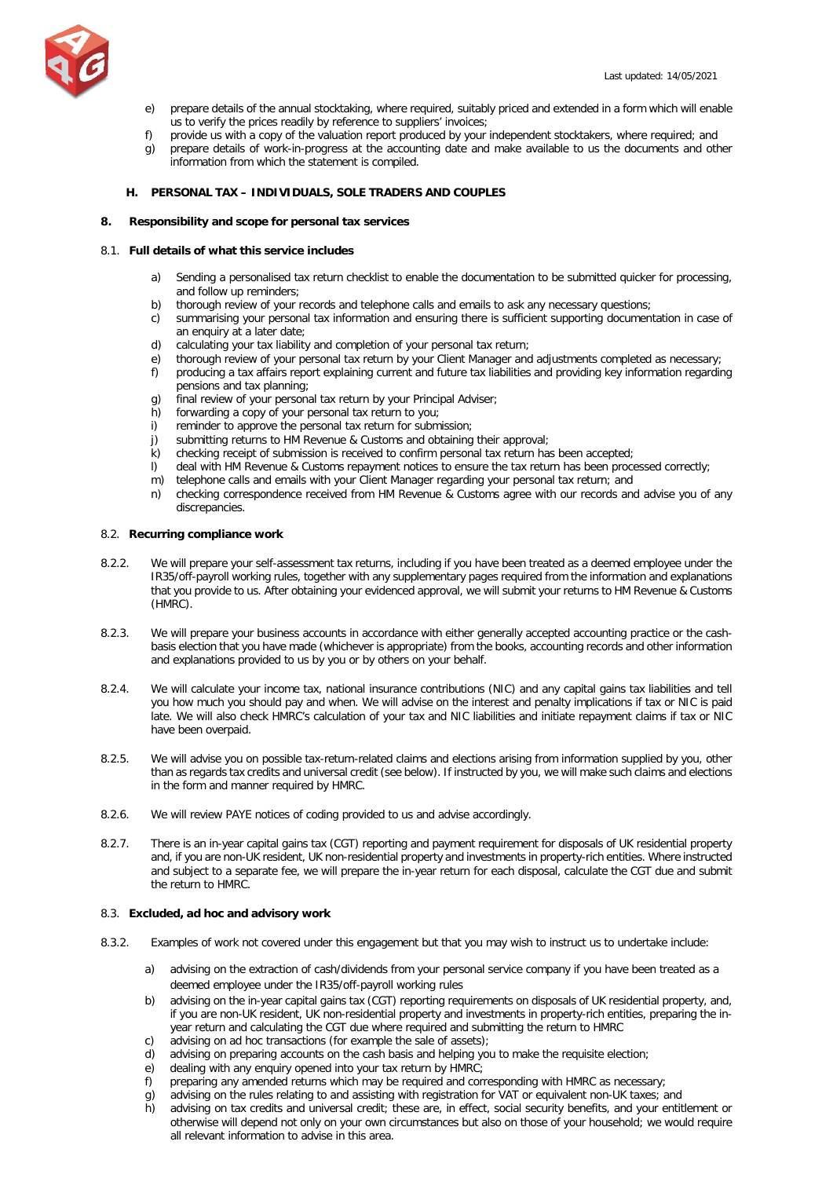e) prepare details of the annual stocktaking, where required, suitably priced and extended in a form which will enable us to verify the prices readily by reference to suppliers' invoices;
f) provide us with a copy of the valuation report produced by your independent stocktakers, where required; and
g) prepare details of work-in-progress at the accounting date and make available to us the documents and other information from which the statement is compiled.

### H. PERSONAL TAX – INDIVIDUALS, SOLE TRADERS AND COUPLES

#### 8. Responsibility and scope for personal tax services

**8.1. Full details of what this service includes**

a) Sending a personalised tax return checklist to enable the documentation to be submitted quicker for processing, and follow up reminders;
b) thorough review of your records and telephone calls and emails to ask any necessary questions;
c) summarising your personal tax information and ensuring there is sufficient supporting documentation in case of an enquiry at a later date;
d) calculating your tax liability and completion of your personal tax return;
e) thorough review of your personal tax return by your Client Manager and adjustments completed as necessary;
f) producing a tax affairs report explaining current and future tax liabilities and providing key information regarding pensions and tax planning;
g) final review of your personal tax return by your Principal Adviser;
h) forwarding a copy of your personal tax return to you;
i) reminder to approve the personal tax return for submission;
j) submitting returns to HM Revenue & Customs and obtaining their approval;
k) checking receipt of submission is received to confirm personal tax return has been accepted;
l) deal with HM Revenue & Customs repayment notices to ensure the tax return has been processed correctly;
m) telephone calls and emails with your Client Manager regarding your personal tax return; and
n) checking correspondence received from HM Revenue & Customs agree with our records and advise you of any discrepancies.

**8.2. Recurring compliance work**

8.2.2. We will prepare your self-assessment tax returns, including if you have been treated as a deemed employee under the IR35/off-payroll working rules, together with any supplementary pages required from the information and explanations that you provide to us. After obtaining your evidenced approval, we will submit your returns to HM Revenue & Customs (HMRC).

8.2.3. We will prepare your business accounts in accordance with either generally accepted accounting practice or the cash-basis election that you have made (whichever is appropriate) from the books, accounting records and other information and explanations provided to us by you or by others on your behalf.

8.2.4. We will calculate your income tax, national insurance contributions (NIC) and any capital gains tax liabilities and tell you how much you should pay and when. We will advise on the interest and penalty implications if tax or NIC is paid late. We will also check HMRC's calculation of your tax and NIC liabilities and initiate repayment claims if tax or NIC have been overpaid.

8.2.5. We will advise you on possible tax-return-related claims and elections arising from information supplied by you, other than as regards tax credits and universal credit (see below). If instructed by you, we will make such claims and elections in the form and manner required by HMRC.

8.2.6. We will review PAYE notices of coding provided to us and advise accordingly.

8.2.7. There is an in-year capital gains tax (CGT) reporting and payment requirement for disposals of UK residential property and, if you are non-UK resident, UK non-residential property and investments in property-rich entities. Where instructed and subject to a separate fee, we will prepare the in-year return for each disposal, calculate the CGT due and submit the return to HMRC.

**8.3. Excluded, ad hoc and advisory work**

8.3.2. Examples of work not covered under this engagement but that you may wish to instruct us to undertake include:

a) advising on the extraction of cash/dividends from your personal service company if you have been treated as a deemed employee under the IR35/off-payroll working rules
b) advising on the in-year capital gains tax (CGT) reporting requirements on disposals of UK residential property, and, if you are non-UK resident, UK non-residential property and investments in property-rich entities, preparing the in-year return and calculating the CGT due where required and submitting the return to HMRC
c) advising on ad hoc transactions (for example the sale of assets);
d) advising on preparing accounts on the cash basis and helping you to make the requisite election;
e) dealing with any enquiry opened into your tax return by HMRC;
f) preparing any amended returns which may be required and corresponding with HMRC as necessary;
g) advising on the rules relating to and assisting with registration for VAT or equivalent non-UK taxes; and
h) advising on tax credits and universal credit; these are, in effect, social security benefits, and your entitlement or otherwise will depend not only on your own circumstances but also on those of your household; we would require all relevant information to advise in this area.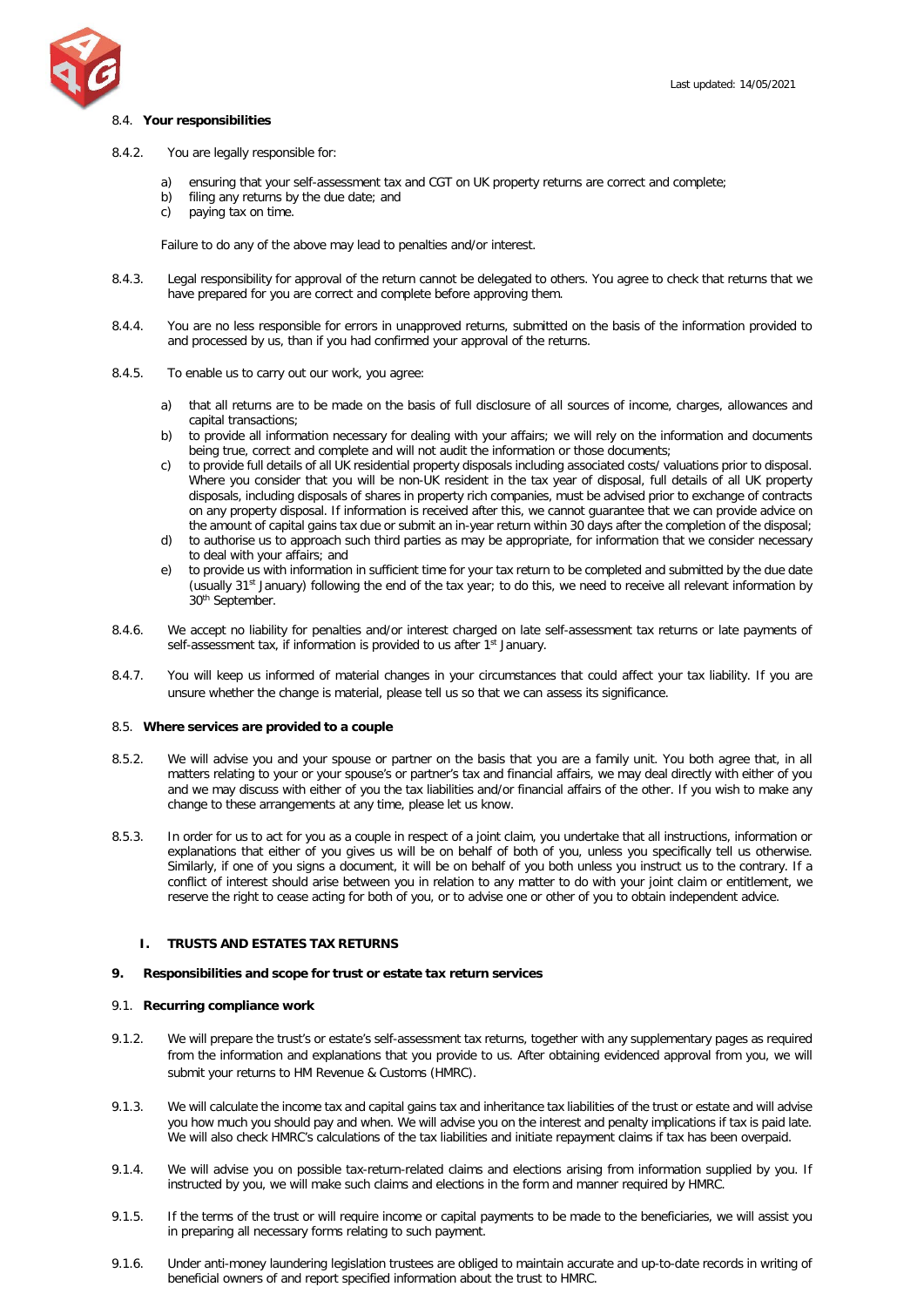8.4. **Your responsibilities**

8.4.2. You are legally responsible for:

a) ensuring that your self-assessment tax and CGT on UK property returns are correct and complete;
b) filing any returns by the due date; and
c) paying tax on time.

Failure to do any of the above may lead to penalties and/or interest.

8.4.3. Legal responsibility for approval of the return cannot be delegated to others. You agree to check that returns that we have prepared for you are correct and complete before approving them.

8.4.4. You are no less responsible for errors in unapproved returns, submitted on the basis of the information provided to and processed by us, than if you had confirmed your approval of the returns.

8.4.5. To enable us to carry out our work, you agree:

a) that all returns are to be made on the basis of full disclosure of all sources of income, charges, allowances and capital transactions;
b) to provide all information necessary for dealing with your affairs; we will rely on the information and documents being true, correct and complete and will not audit the information or those documents;
c) to provide full details of all UK residential property disposals including associated costs/ valuations prior to disposal. Where you consider that you will be non-UK resident in the tax year of disposal, full details of all UK property disposals, including disposals of shares in property rich companies, must be advised prior to exchange of contracts on any property disposal. If information is received after this, we cannot guarantee that we can provide advice on the amount of capital gains tax due or submit an in-year return within 30 days after the completion of the disposal;
d) to authorise us to approach such third parties as may be appropriate, for information that we consider necessary to deal with your affairs; and
e) to provide us with information in sufficient time for your tax return to be completed and submitted by the due date (usually 31st January) following the end of the tax year; to do this, we need to receive all relevant information by 30th September.

8.4.6. We accept no liability for penalties and/or interest charged on late self-assessment tax returns or late payments of self-assessment tax, if information is provided to us after 1st January.

8.4.7. You will keep us informed of material changes in your circumstances that could affect your tax liability. If you are unsure whether the change is material, please tell us so that we can assess its significance.

8.5. **Where services are provided to a couple**

8.5.2. We will advise you and your spouse or partner on the basis that you are a family unit. You both agree that, in all matters relating to your or your spouse's or partner's tax and financial affairs, we may deal directly with either of you and we may discuss with either of you the tax liabilities and/or financial affairs of the other. If you wish to make any change to these arrangements at any time, please let us know.

8.5.3. In order for us to act for you as a couple in respect of a joint claim, you undertake that all instructions, information or explanations that either of you gives us will be on behalf of both of you, unless you specifically tell us otherwise. Similarly, if one of you signs a document, it will be on behalf of you both unless you instruct us to the contrary. If a conflict of interest should arise between you in relation to any matter to do with your joint claim or entitlement, we reserve the right to cease acting for both of you, or to advise one or other of you to obtain independent advice.

## I. TRUSTS AND ESTATES TAX RETURNS

### 9. Responsibilities and scope for trust or estate tax return services

9.1. **Recurring compliance work**

9.1.2. We will prepare the trust's or estate's self-assessment tax returns, together with any supplementary pages as required from the information and explanations that you provide to us. After obtaining evidenced approval from you, we will submit your returns to HM Revenue & Customs (HMRC).

9.1.3. We will calculate the income tax and capital gains tax and inheritance tax liabilities of the trust or estate and will advise you how much you should pay and when. We will advise you on the interest and penalty implications if tax is paid late. We will also check HMRC's calculations of the tax liabilities and initiate repayment claims if tax has been overpaid.

9.1.4. We will advise you on possible tax-return-related claims and elections arising from information supplied by you. If instructed by you, we will make such claims and elections in the form and manner required by HMRC.

9.1.5. If the terms of the trust or will require income or capital payments to be made to the beneficiaries, we will assist you in preparing all necessary forms relating to such payment.

9.1.6. Under anti-money laundering legislation trustees are obliged to maintain accurate and up-to-date records in writing of beneficial owners of and report specified information about the trust to HMRC.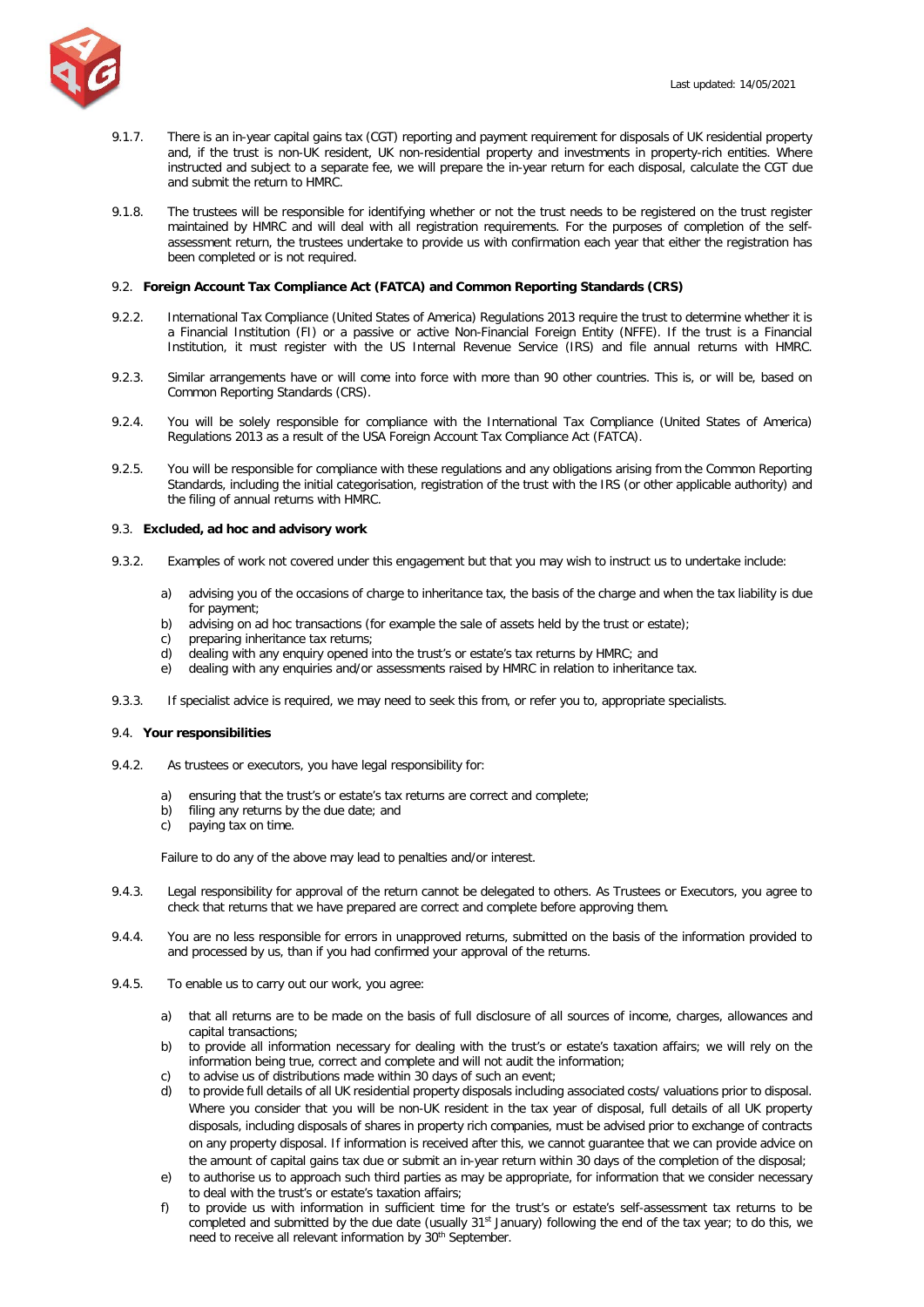9.1.7. There is an in-year capital gains tax (CGT) reporting and payment requirement for disposals of UK residential property and, if the trust is non-UK resident, UK non-residential property and investments in property-rich entities. Where instructed and subject to a separate fee, we will prepare the in-year return for each disposal, calculate the CGT due and submit the return to HMRC.

9.1.8. The trustees will be responsible for identifying whether or not the trust needs to be registered on the trust register maintained by HMRC and will deal with all registration requirements. For the purposes of completion of the self-assessment return, the trustees undertake to provide us with confirmation each year that either the registration has been completed or is not required.

### 9.2. Foreign Account Tax Compliance Act (FATCA) and Common Reporting Standards (CRS)

9.2.2. International Tax Compliance (United States of America) Regulations 2013 require the trust to determine whether it is a Financial Institution (FI) or a passive or active Non-Financial Foreign Entity (NFFE). If the trust is a Financial Institution, it must register with the US Internal Revenue Service (IRS) and file annual returns with HMRC.

9.2.3. Similar arrangements have or will come into force with more than 90 other countries. This is, or will be, based on Common Reporting Standards (CRS).

9.2.4. You will be solely responsible for compliance with the International Tax Compliance (United States of America) Regulations 2013 as a result of the USA Foreign Account Tax Compliance Act (FATCA).

9.2.5. You will be responsible for compliance with these regulations and any obligations arising from the Common Reporting Standards, including the initial categorisation, registration of the trust with the IRS (or other applicable authority) and the filing of annual returns with HMRC.

### 9.3. Excluded, ad hoc and advisory work

9.3.2. Examples of work not covered under this engagement but that you may wish to instruct us to undertake include:

a) advising you of the occasions of charge to inheritance tax, the basis of the charge and when the tax liability is due for payment;
b) advising on ad hoc transactions (for example the sale of assets held by the trust or estate);
c) preparing inheritance tax returns;
d) dealing with any enquiry opened into the trust's or estate's tax returns by HMRC; and
e) dealing with any enquiries and/or assessments raised by HMRC in relation to inheritance tax.

9.3.3. If specialist advice is required, we may need to seek this from, or refer you to, appropriate specialists.

### 9.4. Your responsibilities

9.4.2. As trustees or executors, you have legal responsibility for:

a) ensuring that the trust's or estate's tax returns are correct and complete;
b) filing any returns by the due date; and
c) paying tax on time.

Failure to do any of the above may lead to penalties and/or interest.

9.4.3. Legal responsibility for approval of the return cannot be delegated to others. As Trustees or Executors, you agree to check that returns that we have prepared are correct and complete before approving them.

9.4.4. You are no less responsible for errors in unapproved returns, submitted on the basis of the information provided to and processed by us, than if you had confirmed your approval of the returns.

9.4.5. To enable us to carry out our work, you agree:

a) that all returns are to be made on the basis of full disclosure of all sources of income, charges, allowances and capital transactions;
b) to provide all information necessary for dealing with the trust's or estate's taxation affairs; we will rely on the information being true, correct and complete and will not audit the information;
c) to advise us of distributions made within 30 days of such an event;
d) to provide full details of all UK residential property disposals including associated costs/ valuations prior to disposal. Where you consider that you will be non-UK resident in the tax year of disposal, full details of all UK property disposals, including disposals of shares in property rich companies, must be advised prior to exchange of contracts on any property disposal. If information is received after this, we cannot guarantee that we can provide advice on the amount of capital gains tax due or submit an in-year return within 30 days of the completion of the disposal;
e) to authorise us to approach such third parties as may be appropriate, for information that we consider necessary to deal with the trust's or estate's taxation affairs;
f) to provide us with information in sufficient time for the trust's or estate's self-assessment tax returns to be completed and submitted by the due date (usually 31st January) following the end of the tax year; to do this, we need to receive all relevant information by 30th September.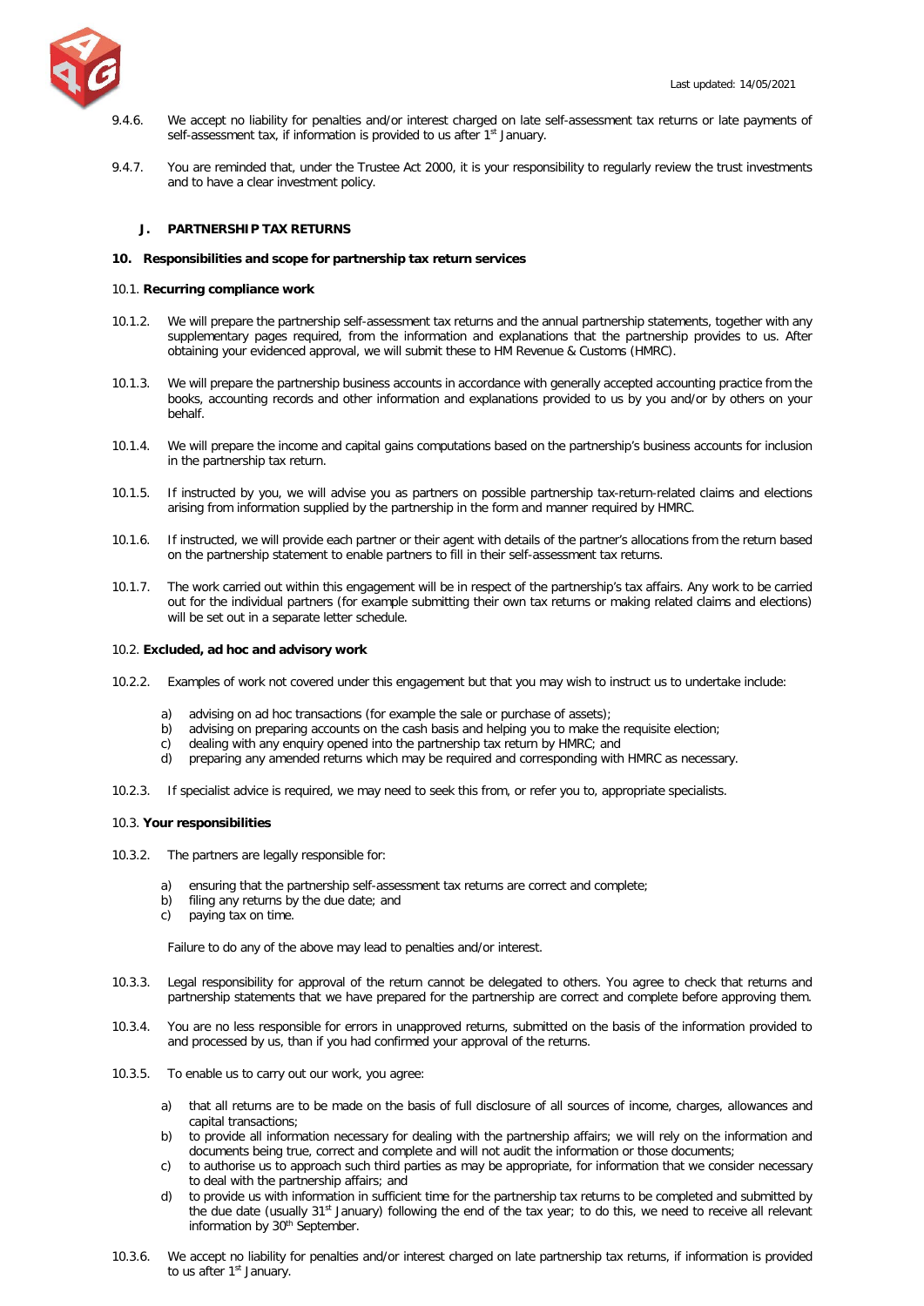9.4.6. We accept no liability for penalties and/or interest charged on late self-assessment tax returns or late payments of self-assessment tax, if information is provided to us after 1st January.

9.4.7. You are reminded that, under the Trustee Act 2000, it is your responsibility to regularly review the trust investments and to have a clear investment policy.

## J. PARTNERSHIP TAX RETURNS

### 10. Responsibilities and scope for partnership tax return services

#### 10.1. Recurring compliance work

10.1.2. We will prepare the partnership self-assessment tax returns and the annual partnership statements, together with any supplementary pages required, from the information and explanations that the partnership provides to us. After obtaining your evidenced approval, we will submit these to HM Revenue & Customs (HMRC).

10.1.3. We will prepare the partnership business accounts in accordance with generally accepted accounting practice from the books, accounting records and other information and explanations provided to us by you and/or by others on your behalf.

10.1.4. We will prepare the income and capital gains computations based on the partnership's business accounts for inclusion in the partnership tax return.

10.1.5. If instructed by you, we will advise you as partners on possible partnership tax-return-related claims and elections arising from information supplied by the partnership in the form and manner required by HMRC.

10.1.6. If instructed, we will provide each partner or their agent with details of the partner's allocations from the return based on the partnership statement to enable partners to fill in their self-assessment tax returns.

10.1.7. The work carried out within this engagement will be in respect of the partnership's tax affairs. Any work to be carried out for the individual partners (for example submitting their own tax returns or making related claims and elections) will be set out in a separate letter schedule.

#### 10.2. Excluded, ad hoc and advisory work

10.2.2. Examples of work not covered under this engagement but that you may wish to instruct us to undertake include:

a) advising on ad hoc transactions (for example the sale or purchase of assets);
b) advising on preparing accounts on the cash basis and helping you to make the requisite election;
c) dealing with any enquiry opened into the partnership tax return by HMRC; and
d) preparing any amended returns which may be required and corresponding with HMRC as necessary.

10.2.3. If specialist advice is required, we may need to seek this from, or refer you to, appropriate specialists.

#### 10.3. Your responsibilities

10.3.2. The partners are legally responsible for:

a) ensuring that the partnership self-assessment tax returns are correct and complete;
b) filing any returns by the due date; and
c) paying tax on time.

Failure to do any of the above may lead to penalties and/or interest.

10.3.3. Legal responsibility for approval of the return cannot be delegated to others. You agree to check that returns and partnership statements that we have prepared for the partnership are correct and complete before approving them.

10.3.4. You are no less responsible for errors in unapproved returns, submitted on the basis of the information provided to and processed by us, than if you had confirmed your approval of the returns.

10.3.5. To enable us to carry out our work, you agree:

a) that all returns are to be made on the basis of full disclosure of all sources of income, charges, allowances and capital transactions;
b) to provide all information necessary for dealing with the partnership affairs; we will rely on the information and documents being true, correct and complete and will not audit the information or those documents;
c) to authorise us to approach such third parties as may be appropriate, for information that we consider necessary to deal with the partnership affairs; and
d) to provide us with information in sufficient time for the partnership tax returns to be completed and submitted by the due date (usually 31st January) following the end of the tax year; to do this, we need to receive all relevant information by 30th September.

10.3.6. We accept no liability for penalties and/or interest charged on late partnership tax returns, if information is provided to us after 1st January.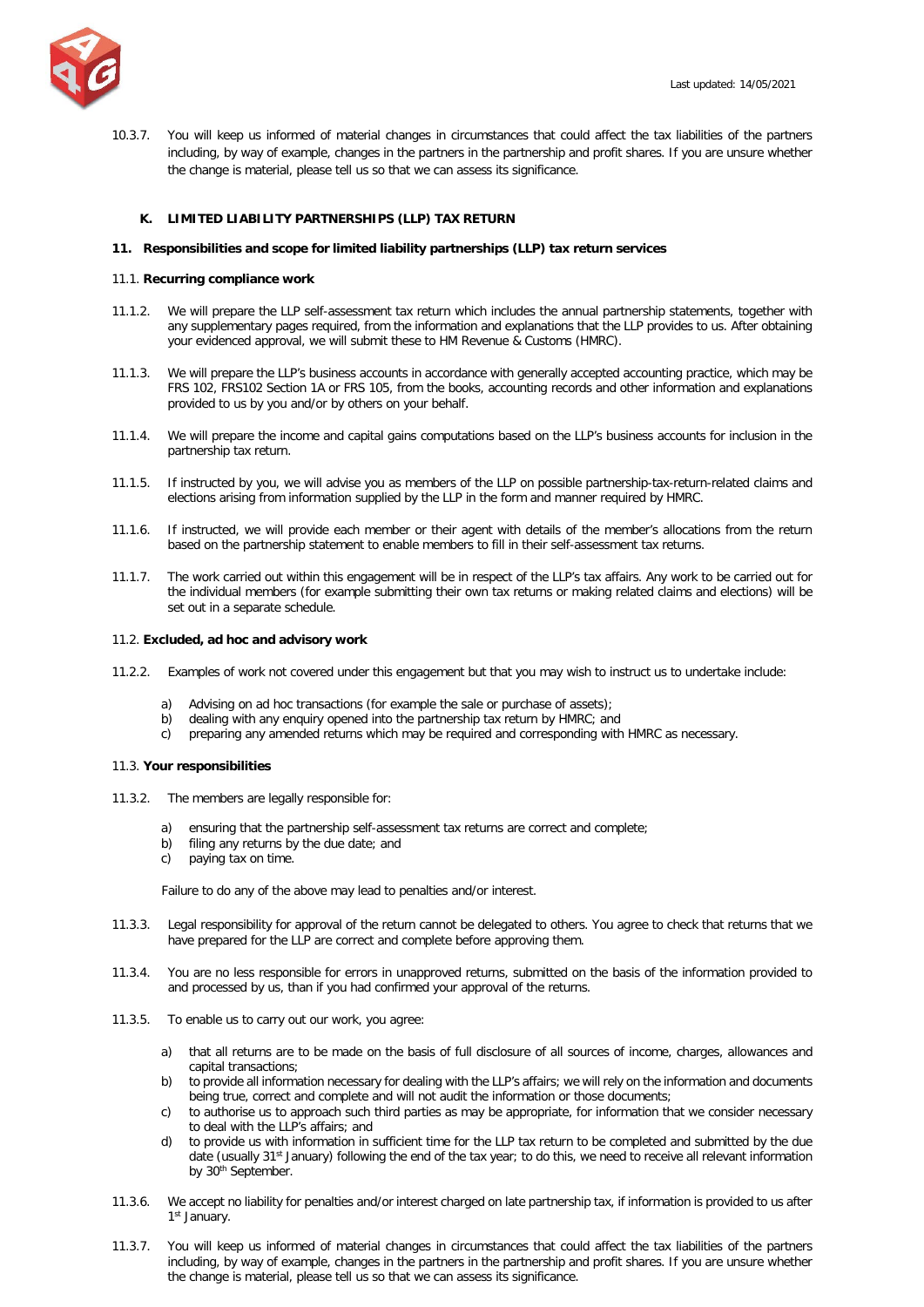10.3.7. You will keep us informed of material changes in circumstances that could affect the tax liabilities of the partners including, by way of example, changes in the partners in the partnership and profit shares. If you are unsure whether the change is material, please tell us so that we can assess its significance.

## K. LIMITED LIABILITY PARTNERSHIPS (LLP) TAX RETURN

### 11. Responsibilities and scope for limited liability partnerships (LLP) tax return services

11.1. **Recurring compliance work**

11.1.2. We will prepare the LLP self-assessment tax return which includes the annual partnership statements, together with any supplementary pages required, from the information and explanations that the LLP provides to us. After obtaining your evidenced approval, we will submit these to HM Revenue & Customs (HMRC).

11.1.3. We will prepare the LLP's business accounts in accordance with generally accepted accounting practice, which may be FRS 102, FRS102 Section 1A or FRS 105, from the books, accounting records and other information and explanations provided to us by you and/or by others on your behalf.

11.1.4. We will prepare the income and capital gains computations based on the LLP's business accounts for inclusion in the partnership tax return.

11.1.5. If instructed by you, we will advise you as members of the LLP on possible partnership-tax-return-related claims and elections arising from information supplied by the LLP in the form and manner required by HMRC.

11.1.6. If instructed, we will provide each member or their agent with details of the member's allocations from the return based on the partnership statement to enable members to fill in their self-assessment tax returns.

11.1.7. The work carried out within this engagement will be in respect of the LLP's tax affairs. Any work to be carried out for the individual members (for example submitting their own tax returns or making related claims and elections) will be set out in a separate schedule.

11.2. **Excluded, ad hoc and advisory work**

11.2.2. Examples of work not covered under this engagement but that you may wish to instruct us to undertake include:

a) Advising on ad hoc transactions (for example the sale or purchase of assets);
b) dealing with any enquiry opened into the partnership tax return by HMRC; and
c) preparing any amended returns which may be required and corresponding with HMRC as necessary.

11.3. **Your responsibilities**

11.3.2. The members are legally responsible for:

a) ensuring that the partnership self-assessment tax returns are correct and complete;
b) filing any returns by the due date; and
c) paying tax on time.

Failure to do any of the above may lead to penalties and/or interest.

11.3.3. Legal responsibility for approval of the return cannot be delegated to others. You agree to check that returns that we have prepared for the LLP are correct and complete before approving them.

11.3.4. You are no less responsible for errors in unapproved returns, submitted on the basis of the information provided to and processed by us, than if you had confirmed your approval of the returns.

11.3.5. To enable us to carry out our work, you agree:

a) that all returns are to be made on the basis of full disclosure of all sources of income, charges, allowances and capital transactions;
b) to provide all information necessary for dealing with the LLP's affairs; we will rely on the information and documents being true, correct and complete and will not audit the information or those documents;
c) to authorise us to approach such third parties as may be appropriate, for information that we consider necessary to deal with the LLP's affairs; and
d) to provide us with information in sufficient time for the LLP tax return to be completed and submitted by the due date (usually 31st January) following the end of the tax year; to do this, we need to receive all relevant information by 30th September.

11.3.6. We accept no liability for penalties and/or interest charged on late partnership tax, if information is provided to us after 1st January.

11.3.7. You will keep us informed of material changes in circumstances that could affect the tax liabilities of the partners including, by way of example, changes in the partners in the partnership and profit shares. If you are unsure whether the change is material, please tell us so that we can assess its significance.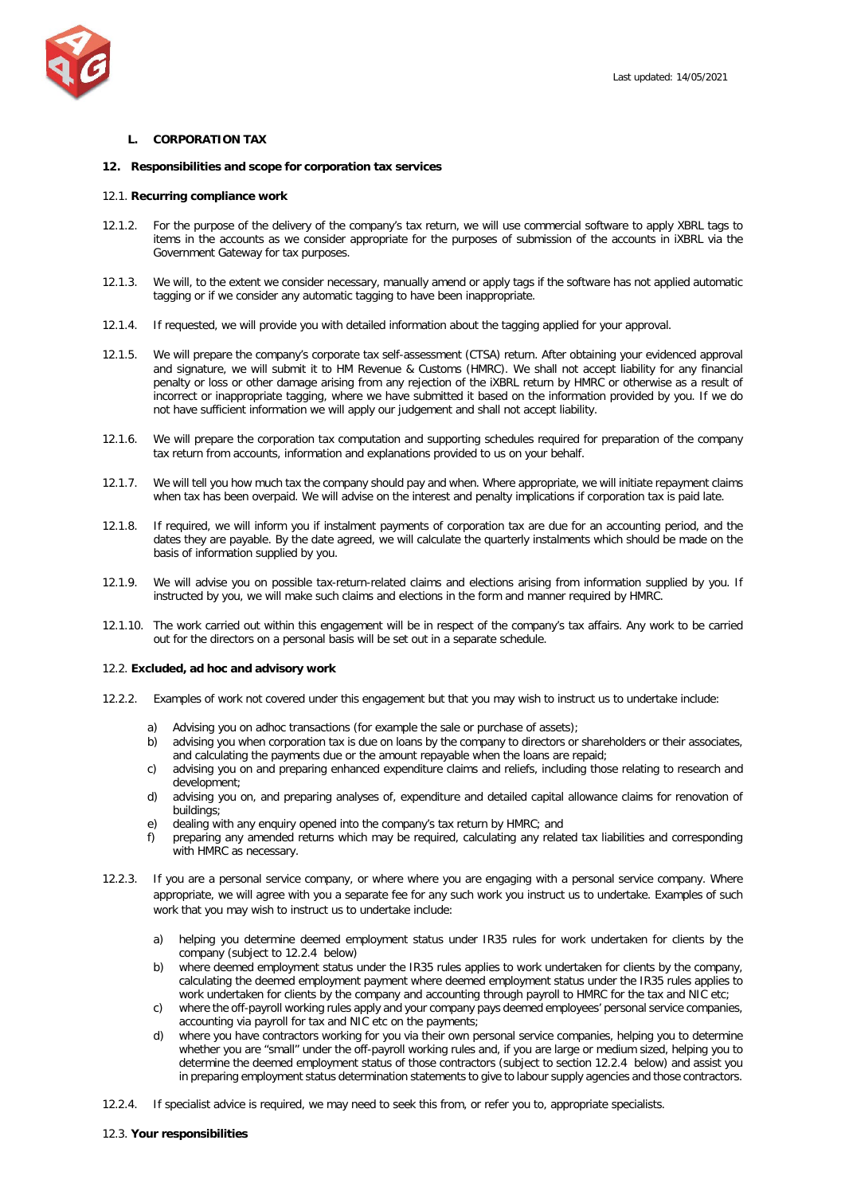## L. CORPORATION TAX

### 12. Responsibilities and scope for corporation tax services

12.1. **Recurring compliance work**

12.1.2. For the purpose of the delivery of the company's tax return, we will use commercial software to apply XBRL tags to items in the accounts as we consider appropriate for the purposes of submission of the accounts in iXBRL via the Government Gateway for tax purposes.

12.1.3. We will, to the extent we consider necessary, manually amend or apply tags if the software has not applied automatic tagging or if we consider any automatic tagging to have been inappropriate.

12.1.4. If requested, we will provide you with detailed information about the tagging applied for your approval.

12.1.5. We will prepare the company's corporate tax self-assessment (CTSA) return. After obtaining your evidenced approval and signature, we will submit it to HM Revenue & Customs (HMRC). We shall not accept liability for any financial penalty or loss or other damage arising from any rejection of the iXBRL return by HMRC or otherwise as a result of incorrect or inappropriate tagging, where we have submitted it based on the information provided by you. If we do not have sufficient information we will apply our judgement and shall not accept liability.

12.1.6. We will prepare the corporation tax computation and supporting schedules required for preparation of the company tax return from accounts, information and explanations provided to us on your behalf.

12.1.7. We will tell you how much tax the company should pay and when. Where appropriate, we will initiate repayment claims when tax has been overpaid. We will advise on the interest and penalty implications if corporation tax is paid late.

12.1.8. If required, we will inform you if instalment payments of corporation tax are due for an accounting period, and the dates they are payable. By the date agreed, we will calculate the quarterly instalments which should be made on the basis of information supplied by you.

12.1.9. We will advise you on possible tax-return-related claims and elections arising from information supplied by you. If instructed by you, we will make such claims and elections in the form and manner required by HMRC.

12.1.10. The work carried out within this engagement will be in respect of the company's tax affairs. Any work to be carried out for the directors on a personal basis will be set out in a separate schedule.

12.2. **Excluded, ad hoc and advisory work**

12.2.2. Examples of work not covered under this engagement but that you may wish to instruct us to undertake include:

a) Advising you on adhoc transactions (for example the sale or purchase of assets);
b) advising you when corporation tax is due on loans by the company to directors or shareholders or their associates, and calculating the payments due or the amount repayable when the loans are repaid;
c) advising you on and preparing enhanced expenditure claims and reliefs, including those relating to research and development;
d) advising you on, and preparing analyses of, expenditure and detailed capital allowance claims for renovation of buildings;
e) dealing with any enquiry opened into the company's tax return by HMRC; and
f) preparing any amended returns which may be required, calculating any related tax liabilities and corresponding with HMRC as necessary.

12.2.3. If you are a personal service company, or where where you are engaging with a personal service company. Where appropriate, we will agree with you a separate fee for any such work you instruct us to undertake. Examples of such work that you may wish to instruct us to undertake include:

a) helping you determine deemed employment status under IR35 rules for work undertaken for clients by the company (subject to 12.2.4 below)
b) where deemed employment status under the IR35 rules applies to work undertaken for clients by the company, calculating the deemed employment payment where deemed employment status under the IR35 rules applies to work undertaken for clients by the company and accounting through payroll to HMRC for the tax and NIC etc;
c) where the off-payroll working rules apply and your company pays deemed employees' personal service companies, accounting via payroll for tax and NIC etc on the payments;
d) where you have contractors working for you via their own personal service companies, helping you to determine whether you are "small" under the off-payroll working rules and, if you are large or medium sized, helping you to determine the deemed employment status of those contractors (subject to section 12.2.4 below) and assist you in preparing employment status determination statements to give to labour supply agencies and those contractors.

12.2.4. If specialist advice is required, we may need to seek this from, or refer you to, appropriate specialists.

12.3. **Your responsibilities**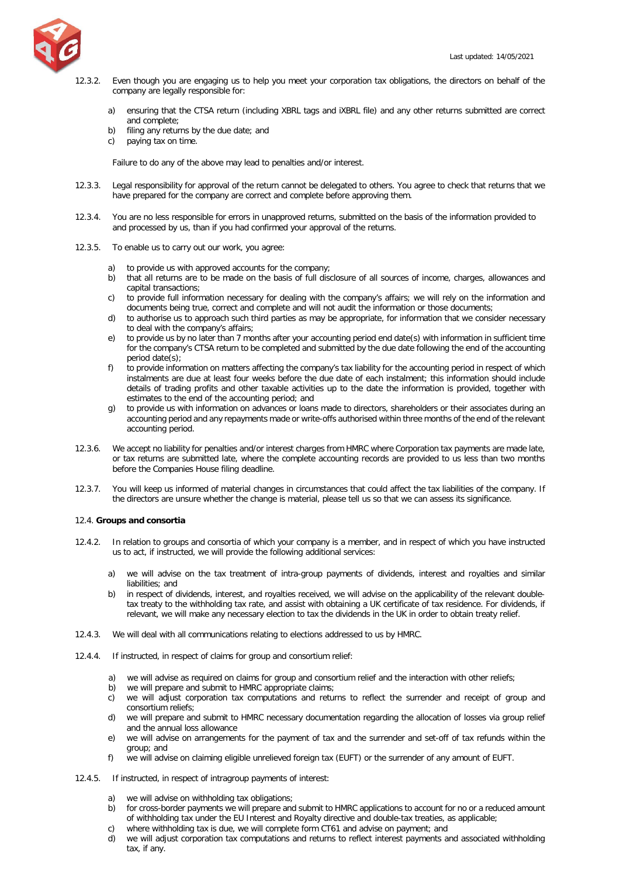12.3.2. Even though you are engaging us to help you meet your corporation tax obligations, the directors on behalf of the company are legally responsible for:

a) ensuring that the CTSA return (including XBRL tags and iXBRL file) and any other returns submitted are correct and complete;
b) filing any returns by the due date; and
c) paying tax on time.

Failure to do any of the above may lead to penalties and/or interest.

12.3.3. Legal responsibility for approval of the return cannot be delegated to others. You agree to check that returns that we have prepared for the company are correct and complete before approving them.

12.3.4. You are no less responsible for errors in unapproved returns, submitted on the basis of the information provided to and processed by us, than if you had confirmed your approval of the returns.

12.3.5. To enable us to carry out our work, you agree:

a) to provide us with approved accounts for the company;
b) that all returns are to be made on the basis of full disclosure of all sources of income, charges, allowances and capital transactions;
c) to provide full information necessary for dealing with the company's affairs; we will rely on the information and documents being true, correct and complete and will not audit the information or those documents;
d) to authorise us to approach such third parties as may be appropriate, for information that we consider necessary to deal with the company's affairs;
e) to provide us by no later than 7 months after your accounting period end date(s) with information in sufficient time for the company's CTSA return to be completed and submitted by the due date following the end of the accounting period date(s);
f) to provide information on matters affecting the company's tax liability for the accounting period in respect of which instalments are due at least four weeks before the due date of each instalment; this information should include details of trading profits and other taxable activities up to the date the information is provided, together with estimates to the end of the accounting period; and
g) to provide us with information on advances or loans made to directors, shareholders or their associates during an accounting period and any repayments made or write-offs authorised within three months of the end of the relevant accounting period.

12.3.6. We accept no liability for penalties and/or interest charges from HMRC where Corporation tax payments are made late, or tax returns are submitted late, where the complete accounting records are provided to us less than two months before the Companies House filing deadline.

12.3.7. You will keep us informed of material changes in circumstances that could affect the tax liabilities of the company. If the directors are unsure whether the change is material, please tell us so that we can assess its significance.

12.4. **Groups and consortia**

12.4.2. In relation to groups and consortia of which your company is a member, and in respect of which you have instructed us to act, if instructed, we will provide the following additional services:

a) we will advise on the tax treatment of intra-group payments of dividends, interest and royalties and similar liabilities; and
b) in respect of dividends, interest, and royalties received, we will advise on the applicability of the relevant double-tax treaty to the withholding tax rate, and assist with obtaining a UK certificate of tax residence. For dividends, if relevant, we will make any necessary election to tax the dividends in the UK in order to obtain treaty relief.

12.4.3. We will deal with all communications relating to elections addressed to us by HMRC.

12.4.4. If instructed, in respect of claims for group and consortium relief:

a) we will advise as required on claims for group and consortium relief and the interaction with other reliefs;
b) we will prepare and submit to HMRC appropriate claims;
c) we will adjust corporation tax computations and returns to reflect the surrender and receipt of group and consortium reliefs;
d) we will prepare and submit to HMRC necessary documentation regarding the allocation of losses via group relief and the annual loss allowance
e) we will advise on arrangements for the payment of tax and the surrender and set-off of tax refunds within the group; and
f) we will advise on claiming eligible unrelieved foreign tax (EUFT) or the surrender of any amount of EUFT.

12.4.5. If instructed, in respect of intragroup payments of interest:

a) we will advise on withholding tax obligations;
b) for cross-border payments we will prepare and submit to HMRC applications to account for no or a reduced amount of withholding tax under the EU Interest and Royalty directive and double-tax treaties, as applicable;
c) where withholding tax is due, we will complete form CT61 and advise on payment; and
d) we will adjust corporation tax computations and returns to reflect interest payments and associated withholding tax, if any.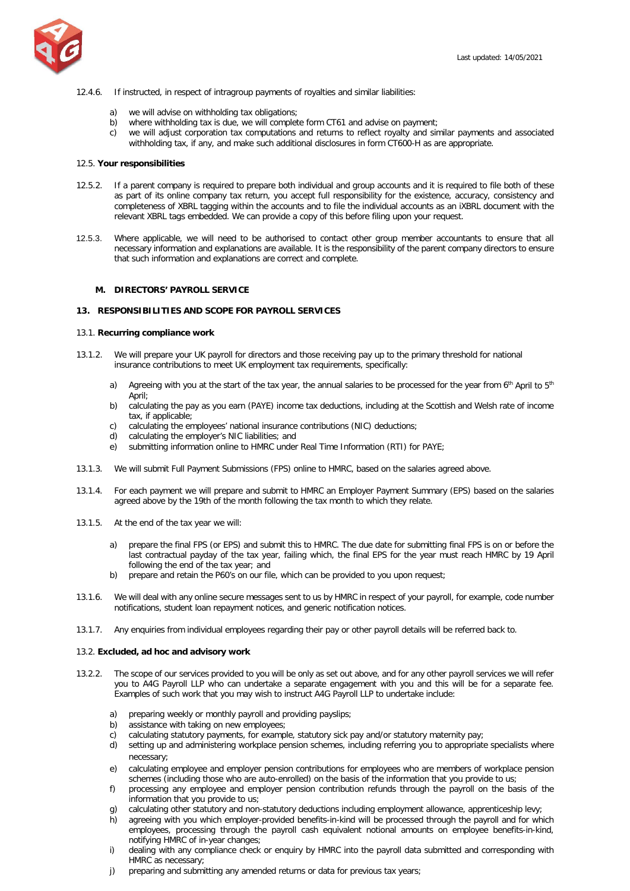12.4.6. If instructed, in respect of intragroup payments of royalties and similar liabilities:

a) we will advise on withholding tax obligations;
b) where withholding tax is due, we will complete form CT61 and advise on payment;
c) we will adjust corporation tax computations and returns to reflect royalty and similar payments and associated withholding tax, if any, and make such additional disclosures in form CT600-H as are appropriate.

12.5. **Your responsibilities**

12.5.2. If a parent company is required to prepare both individual and group accounts and it is required to file both of these as part of its online company tax return, you accept full responsibility for the existence, accuracy, consistency and completeness of XBRL tagging within the accounts and to file the individual accounts as an iXBRL document with the relevant XBRL tags embedded. We can provide a copy of this before filing upon your request.

12.5.3. Where applicable, we will need to be authorised to contact other group member accountants to ensure that all necessary information and explanations are available. It is the responsibility of the parent company directors to ensure that such information and explanations are correct and complete.

## M. DIRECTORS' PAYROLL SERVICE

## 13. RESPONSIBILITIES AND SCOPE FOR PAYROLL SERVICES

13.1. **Recurring compliance work**

13.1.2. We will prepare your UK payroll for directors and those receiving pay up to the primary threshold for national insurance contributions to meet UK employment tax requirements, specifically:

a) Agreeing with you at the start of the tax year, the annual salaries to be processed for the year from 6th April to 5th April;
b) calculating the pay as you earn (PAYE) income tax deductions, including at the Scottish and Welsh rate of income tax, if applicable;
c) calculating the employees' national insurance contributions (NIC) deductions;
d) calculating the employer's NIC liabilities; and
e) submitting information online to HMRC under Real Time Information (RTI) for PAYE;

13.1.3. We will submit Full Payment Submissions (FPS) online to HMRC, based on the salaries agreed above.

13.1.4. For each payment we will prepare and submit to HMRC an Employer Payment Summary (EPS) based on the salaries agreed above by the 19th of the month following the tax month to which they relate.

13.1.5. At the end of the tax year we will:

a) prepare the final FPS (or EPS) and submit this to HMRC. The due date for submitting final FPS is on or before the last contractual payday of the tax year, failing which, the final EPS for the year must reach HMRC by 19 April following the end of the tax year; and
b) prepare and retain the P60's on our file, which can be provided to you upon request;

13.1.6. We will deal with any online secure messages sent to us by HMRC in respect of your payroll, for example, code number notifications, student loan repayment notices, and generic notification notices.

13.1.7. Any enquiries from individual employees regarding their pay or other payroll details will be referred back to.

13.2. **Excluded, ad hoc and advisory work**

13.2.2. The scope of our services provided to you will be only as set out above, and for any other payroll services we will refer you to A4G Payroll LLP who can undertake a separate engagement with you and this will be for a separate fee. Examples of such work that you may wish to instruct A4G Payroll LLP to undertake include:

a) preparing weekly or monthly payroll and providing payslips;
b) assistance with taking on new employees;
c) calculating statutory payments, for example, statutory sick pay and/or statutory maternity pay;
d) setting up and administering workplace pension schemes, including referring you to appropriate specialists where necessary;
e) calculating employee and employer pension contributions for employees who are members of workplace pension schemes (including those who are auto-enrolled) on the basis of the information that you provide to us;
f) processing any employee and employer pension contribution refunds through the payroll on the basis of the information that you provide to us;
g) calculating other statutory and non-statutory deductions including employment allowance, apprenticeship levy;
h) agreeing with you which employer-provided benefits-in-kind will be processed through the payroll and for which employees, processing through the payroll cash equivalent notional amounts on employee benefits-in-kind, notifying HMRC of in-year changes;
i) dealing with any compliance check or enquiry by HMRC into the payroll data submitted and corresponding with HMRC as necessary;
j) preparing and submitting any amended returns or data for previous tax years;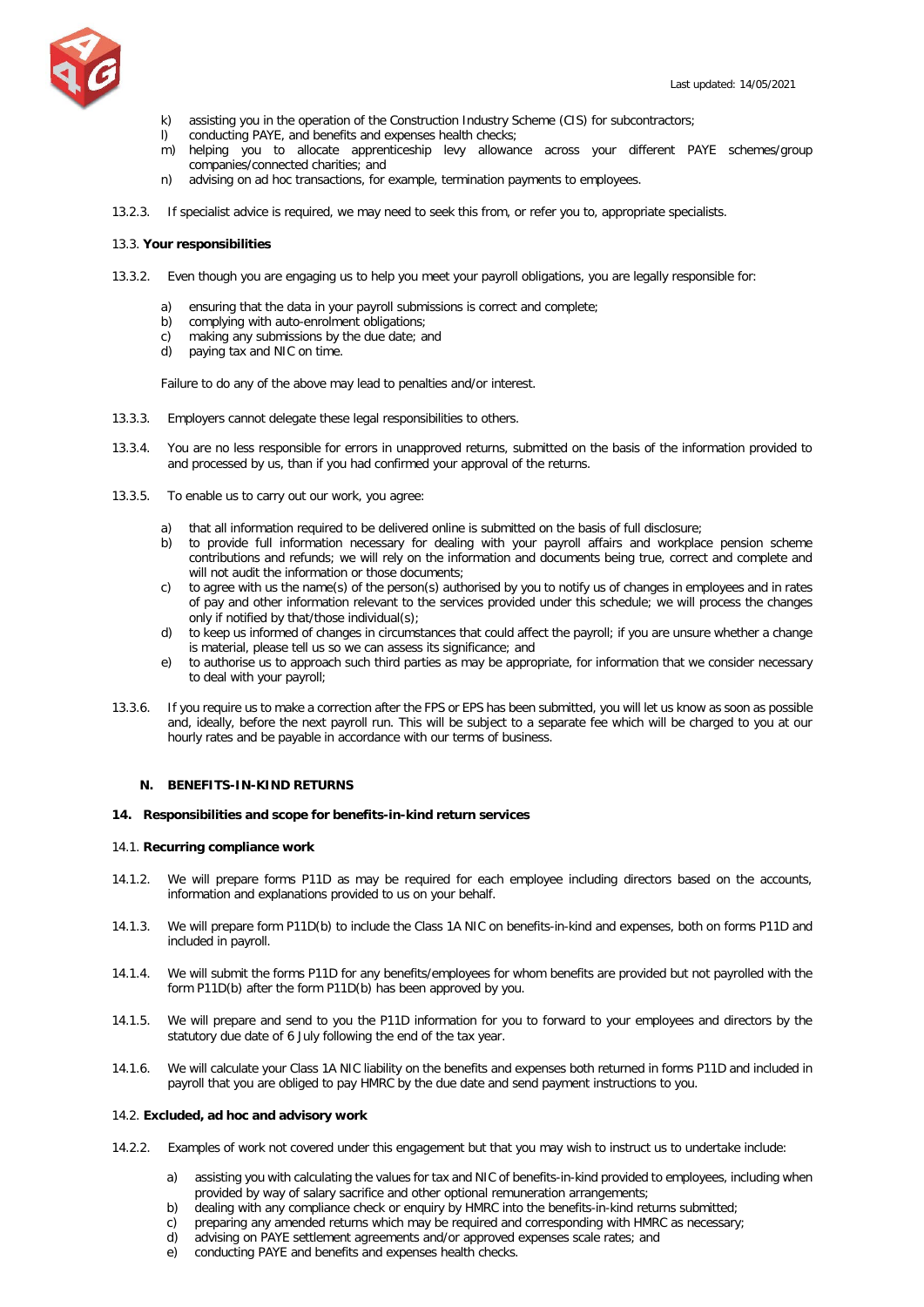k) assisting you in the operation of the Construction Industry Scheme (CIS) for subcontractors;
l) conducting PAYE, and benefits and expenses health checks;
m) helping you to allocate apprenticeship levy allowance across your different PAYE schemes/group companies/connected charities; and
n) advising on ad hoc transactions, for example, termination payments to employees.

13.2.3. If specialist advice is required, we may need to seek this from, or refer you to, appropriate specialists.

13.3. **Your responsibilities**

13.3.2. Even though you are engaging us to help you meet your payroll obligations, you are legally responsible for:

a) ensuring that the data in your payroll submissions is correct and complete;
b) complying with auto-enrolment obligations;
c) making any submissions by the due date; and
d) paying tax and NIC on time.

Failure to do any of the above may lead to penalties and/or interest.

13.3.3. Employers cannot delegate these legal responsibilities to others.

13.3.4. You are no less responsible for errors in unapproved returns, submitted on the basis of the information provided to and processed by us, than if you had confirmed your approval of the returns.

13.3.5. To enable us to carry out our work, you agree:

a) that all information required to be delivered online is submitted on the basis of full disclosure;
b) to provide full information necessary for dealing with your payroll affairs and workplace pension scheme contributions and refunds; we will rely on the information and documents being true, correct and complete and will not audit the information or those documents;
c) to agree with us the name(s) of the person(s) authorised by you to notify us of changes in employees and in rates of pay and other information relevant to the services provided under this schedule; we will process the changes only if notified by that/those individual(s);
d) to keep us informed of changes in circumstances that could affect the payroll; if you are unsure whether a change is material, please tell us so we can assess its significance; and
e) to authorise us to approach such third parties as may be appropriate, for information that we consider necessary to deal with your payroll;

13.3.6. If you require us to make a correction after the FPS or EPS has been submitted, you will let us know as soon as possible and, ideally, before the next payroll run. This will be subject to a separate fee which will be charged to you at our hourly rates and be payable in accordance with our terms of business.

## N. BENEFITS-IN-KIND RETURNS

### 14. Responsibilities and scope for benefits-in-kind return services

14.1. **Recurring compliance work**

14.1.2. We will prepare forms P11D as may be required for each employee including directors based on the accounts, information and explanations provided to us on your behalf.

14.1.3. We will prepare form P11D(b) to include the Class 1A NIC on benefits-in-kind and expenses, both on forms P11D and included in payroll.

14.1.4. We will submit the forms P11D for any benefits/employees for whom benefits are provided but not payrolled with the form P11D(b) after the form P11D(b) has been approved by you.

14.1.5. We will prepare and send to you the P11D information for you to forward to your employees and directors by the statutory due date of 6 July following the end of the tax year.

14.1.6. We will calculate your Class 1A NIC liability on the benefits and expenses both returned in forms P11D and included in payroll that you are obliged to pay HMRC by the due date and send payment instructions to you.

14.2. **Excluded, ad hoc and advisory work**

14.2.2. Examples of work not covered under this engagement but that you may wish to instruct us to undertake include:

a) assisting you with calculating the values for tax and NIC of benefits-in-kind provided to employees, including when provided by way of salary sacrifice and other optional remuneration arrangements;
b) dealing with any compliance check or enquiry by HMRC into the benefits-in-kind returns submitted;
c) preparing any amended returns which may be required and corresponding with HMRC as necessary;
d) advising on PAYE settlement agreements and/or approved expenses scale rates; and
e) conducting PAYE and benefits and expenses health checks.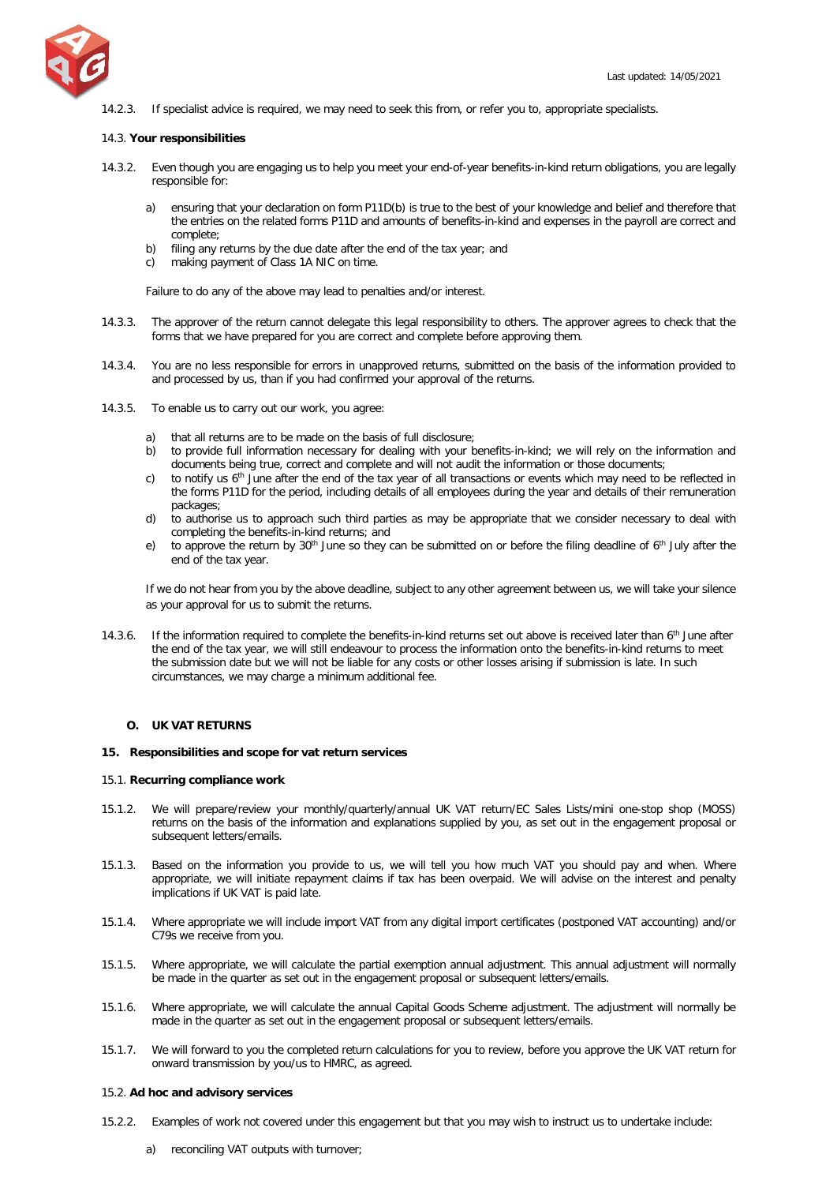14.2.3. If specialist advice is required, we may need to seek this from, or refer you to, appropriate specialists.

14.3. **Your responsibilities**

14.3.2. Even though you are engaging us to help you meet your end-of-year benefits-in-kind return obligations, you are legally responsible for:

a) ensuring that your declaration on form P11D(b) is true to the best of your knowledge and belief and therefore that the entries on the related forms P11D and amounts of benefits-in-kind and expenses in the payroll are correct and complete;
b) filing any returns by the due date after the end of the tax year; and
c) making payment of Class 1A NIC on time.

Failure to do any of the above may lead to penalties and/or interest.

14.3.3. The approver of the return cannot delegate this legal responsibility to others. The approver agrees to check that the forms that we have prepared for you are correct and complete before approving them.

14.3.4. You are no less responsible for errors in unapproved returns, submitted on the basis of the information provided to and processed by us, than if you had confirmed your approval of the returns.

14.3.5. To enable us to carry out our work, you agree:

a) that all returns are to be made on the basis of full disclosure;
b) to provide full information necessary for dealing with your benefits-in-kind; we will rely on the information and documents being true, correct and complete and will not audit the information or those documents;
c) to notify us 6th June after the end of the tax year of all transactions or events which may need to be reflected in the forms P11D for the period, including details of all employees during the year and details of their remuneration packages;
d) to authorise us to approach such third parties as may be appropriate that we consider necessary to deal with completing the benefits-in-kind returns; and
e) to approve the return by 30th June so they can be submitted on or before the filing deadline of 6th July after the end of the tax year.

If we do not hear from you by the above deadline, subject to any other agreement between us, we will take your silence as your approval for us to submit the returns.

14.3.6. If the information required to complete the benefits-in-kind returns set out above is received later than 6th June after the end of the tax year, we will still endeavour to process the information onto the benefits-in-kind returns to meet the submission date but we will not be liable for any costs or other losses arising if submission is late. In such circumstances, we may charge a minimum additional fee.

## O. UK VAT RETURNS

### 15. Responsibilities and scope for vat return services

15.1. **Recurring compliance work**

15.1.2. We will prepare/review your monthly/quarterly/annual UK VAT return/EC Sales Lists/mini one-stop shop (MOSS) returns on the basis of the information and explanations supplied by you, as set out in the engagement proposal or subsequent letters/emails.

15.1.3. Based on the information you provide to us, we will tell you how much VAT you should pay and when. Where appropriate, we will initiate repayment claims if tax has been overpaid. We will advise on the interest and penalty implications if UK VAT is paid late.

15.1.4. Where appropriate we will include import VAT from any digital import certificates (postponed VAT accounting) and/or C79s we receive from you.

15.1.5. Where appropriate, we will calculate the partial exemption annual adjustment. This annual adjustment will normally be made in the quarter as set out in the engagement proposal or subsequent letters/emails.

15.1.6. Where appropriate, we will calculate the annual Capital Goods Scheme adjustment. The adjustment will normally be made in the quarter as set out in the engagement proposal or subsequent letters/emails.

15.1.7. We will forward to you the completed return calculations for you to review, before you approve the UK VAT return for onward transmission by you/us to HMRC, as agreed.

15.2. **Ad hoc and advisory services**

15.2.2. Examples of work not covered under this engagement but that you may wish to instruct us to undertake include:

a) reconciling VAT outputs with turnover;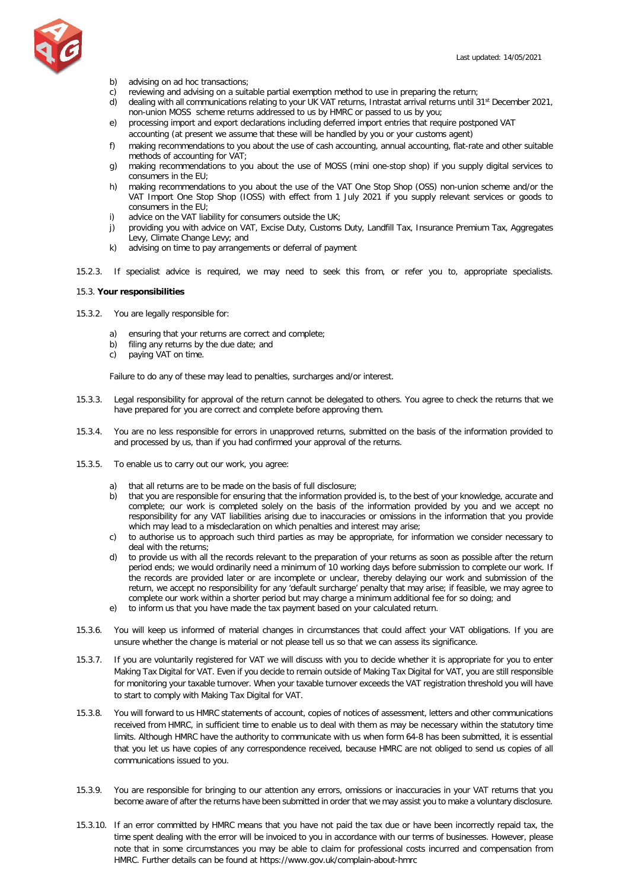b) advising on ad hoc transactions;
c) reviewing and advising on a suitable partial exemption method to use in preparing the return;
d) dealing with all communications relating to your UK VAT returns, Intrastat arrival returns until 31st December 2021, non-union MOSS scheme returns addressed to us by HMRC or passed to us by you;
e) processing import and export declarations including deferred import entries that require postponed VAT accounting (at present we assume that these will be handled by you or your customs agent)
f) making recommendations to you about the use of cash accounting, annual accounting, flat-rate and other suitable methods of accounting for VAT;
g) making recommendations to you about the use of MOSS (mini one-stop shop) if you supply digital services to consumers in the EU;
h) making recommendations to you about the use of the VAT One Stop Shop (OSS) non-union scheme and/or the VAT Import One Stop Shop (IOSS) with effect from 1 July 2021 if you supply relevant services or goods to consumers in the EU;
i) advice on the VAT liability for consumers outside the UK;
j) providing you with advice on VAT, Excise Duty, Customs Duty, Landfill Tax, Insurance Premium Tax, Aggregates Levy, Climate Change Levy; and
k) advising on time to pay arrangements or deferral of payment

15.2.3. If specialist advice is required, we may need to seek this from, or refer you to, appropriate specialists.

15.3. **Your responsibilities**

15.3.2. You are legally responsible for:

a) ensuring that your returns are correct and complete;
b) filing any returns by the due date; and
c) paying VAT on time.

Failure to do any of these may lead to penalties, surcharges and/or interest.

15.3.3. Legal responsibility for approval of the return cannot be delegated to others. You agree to check the returns that we have prepared for you are correct and complete before approving them.

15.3.4. You are no less responsible for errors in unapproved returns, submitted on the basis of the information provided to and processed by us, than if you had confirmed your approval of the returns.

15.3.5. To enable us to carry out our work, you agree:

a) that all returns are to be made on the basis of full disclosure;
b) that you are responsible for ensuring that the information provided is, to the best of your knowledge, accurate and complete; our work is completed solely on the basis of the information provided by you and we accept no responsibility for any VAT liabilities arising due to inaccuracies or omissions in the information that you provide which may lead to a misdeclaration on which penalties and interest may arise;
c) to authorise us to approach such third parties as may be appropriate, for information we consider necessary to deal with the returns;
d) to provide us with all the records relevant to the preparation of your returns as soon as possible after the return period ends; we would ordinarily need a minimum of 10 working days before submission to complete our work. If the records are provided later or are incomplete or unclear, thereby delaying our work and submission of the return, we accept no responsibility for any 'default surcharge' penalty that may arise; if feasible, we may agree to complete our work within a shorter period but may charge a minimum additional fee for so doing; and
e) to inform us that you have made the tax payment based on your calculated return.

15.3.6. You will keep us informed of material changes in circumstances that could affect your VAT obligations. If you are unsure whether the change is material or not please tell us so that we can assess its significance.

15.3.7. If you are voluntarily registered for VAT we will discuss with you to decide whether it is appropriate for you to enter Making Tax Digital for VAT. Even if you decide to remain outside of Making Tax Digital for VAT, you are still responsible for monitoring your taxable turnover. When your taxable turnover exceeds the VAT registration threshold you will have to start to comply with Making Tax Digital for VAT.

15.3.8. You will forward to us HMRC statements of account, copies of notices of assessment, letters and other communications received from HMRC, in sufficient time to enable us to deal with them as may be necessary within the statutory time limits. Although HMRC have the authority to communicate with us when form 64-8 has been submitted, it is essential that you let us have copies of any correspondence received, because HMRC are not obliged to send us copies of all communications issued to you.

15.3.9. You are responsible for bringing to our attention any errors, omissions or inaccuracies in your VAT returns that you become aware of after the returns have been submitted in order that we may assist you to make a voluntary disclosure.

15.3.10. If an error committed by HMRC means that you have not paid the tax due or have been incorrectly repaid tax, the time spent dealing with the error will be invoiced to you in accordance with our terms of businesses. However, please note that in some circumstances you may be able to claim for professional costs incurred and compensation from HMRC. Further details can be found at https://www.gov.uk/complain-about-hmrc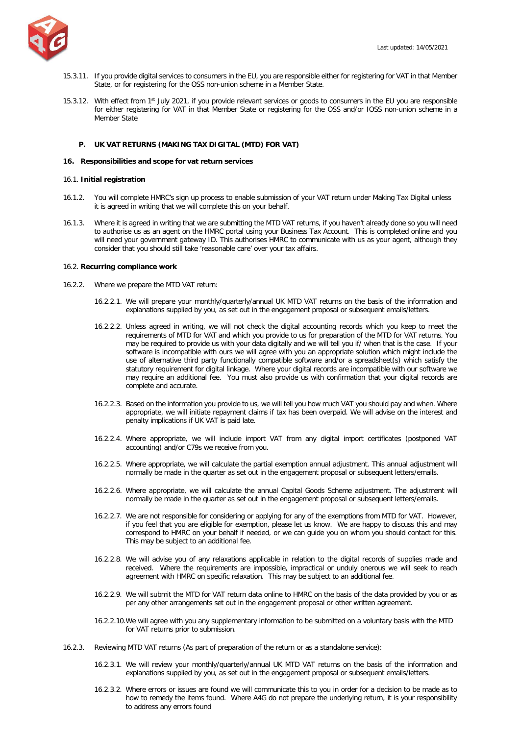15.3.11. If you provide digital services to consumers in the EU, you are responsible either for registering for VAT in that Member State, or for registering for the OSS non-union scheme in a Member State.

15.3.12. With effect from 1st July 2021, if you provide relevant services or goods to consumers in the EU you are responsible for either registering for VAT in that Member State or registering for the OSS and/or IOSS non-union scheme in a Member State

## P. UK VAT RETURNS (MAKING TAX DIGITAL (MTD) FOR VAT)

### 16. Responsibilities and scope for vat return services

16.1. **Initial registration**

16.1.2. You will complete HMRC's sign up process to enable submission of your VAT return under Making Tax Digital unless it is agreed in writing that we will complete this on your behalf.

16.1.3. Where it is agreed in writing that we are submitting the MTD VAT returns, if you haven't already done so you will need to authorise us as an agent on the HMRC portal using your Business Tax Account. This is completed online and you will need your government gateway ID. This authorises HMRC to communicate with us as your agent, although they consider that you should still take 'reasonable care' over your tax affairs.

16.2. **Recurring compliance work**

16.2.2. Where we prepare the MTD VAT return:

16.2.2.1. We will prepare your monthly/quarterly/annual UK MTD VAT returns on the basis of the information and explanations supplied by you, as set out in the engagement proposal or subsequent emails/letters.

16.2.2.2. Unless agreed in writing, we will not check the digital accounting records which you keep to meet the requirements of MTD for VAT and which you provide to us for preparation of the MTD for VAT returns. You may be required to provide us with your data digitally and we will tell you if/ when that is the case. If your software is incompatible with ours we will agree with you an appropriate solution which might include the use of alternative third party functionally compatible software and/or a spreadsheet(s) which satisfy the statutory requirement for digital linkage. Where your digital records are incompatible with our software we may require an additional fee. You must also provide us with confirmation that your digital records are complete and accurate.

16.2.2.3. Based on the information you provide to us, we will tell you how much VAT you should pay and when. Where appropriate, we will initiate repayment claims if tax has been overpaid. We will advise on the interest and penalty implications if UK VAT is paid late.

16.2.2.4. Where appropriate, we will include import VAT from any digital import certificates (postponed VAT accounting) and/or C79s we receive from you.

16.2.2.5. Where appropriate, we will calculate the partial exemption annual adjustment. This annual adjustment will normally be made in the quarter as set out in the engagement proposal or subsequent letters/emails.

16.2.2.6. Where appropriate, we will calculate the annual Capital Goods Scheme adjustment. The adjustment will normally be made in the quarter as set out in the engagement proposal or subsequent letters/emails.

16.2.2.7. We are not responsible for considering or applying for any of the exemptions from MTD for VAT. However, if you feel that you are eligible for exemption, please let us know. We are happy to discuss this and may correspond to HMRC on your behalf if needed, or we can guide you on whom you should contact for this. This may be subject to an additional fee.

16.2.2.8. We will advise you of any relaxations applicable in relation to the digital records of supplies made and received. Where the requirements are impossible, impractical or unduly onerous we will seek to reach agreement with HMRC on specific relaxation. This may be subject to an additional fee.

16.2.2.9. We will submit the MTD for VAT return data online to HMRC on the basis of the data provided by you or as per any other arrangements set out in the engagement proposal or other written agreement.

16.2.2.10. We will agree with you any supplementary information to be submitted on a voluntary basis with the MTD for VAT returns prior to submission.

16.2.3. Reviewing MTD VAT returns (As part of preparation of the return or as a standalone service):

16.2.3.1. We will review your monthly/quarterly/annual UK MTD VAT returns on the basis of the information and explanations supplied by you, as set out in the engagement proposal or subsequent emails/letters.

16.2.3.2. Where errors or issues are found we will communicate this to you in order for a decision to be made as to how to remedy the items found. Where A4G do not prepare the underlying return, it is your responsibility to address any errors found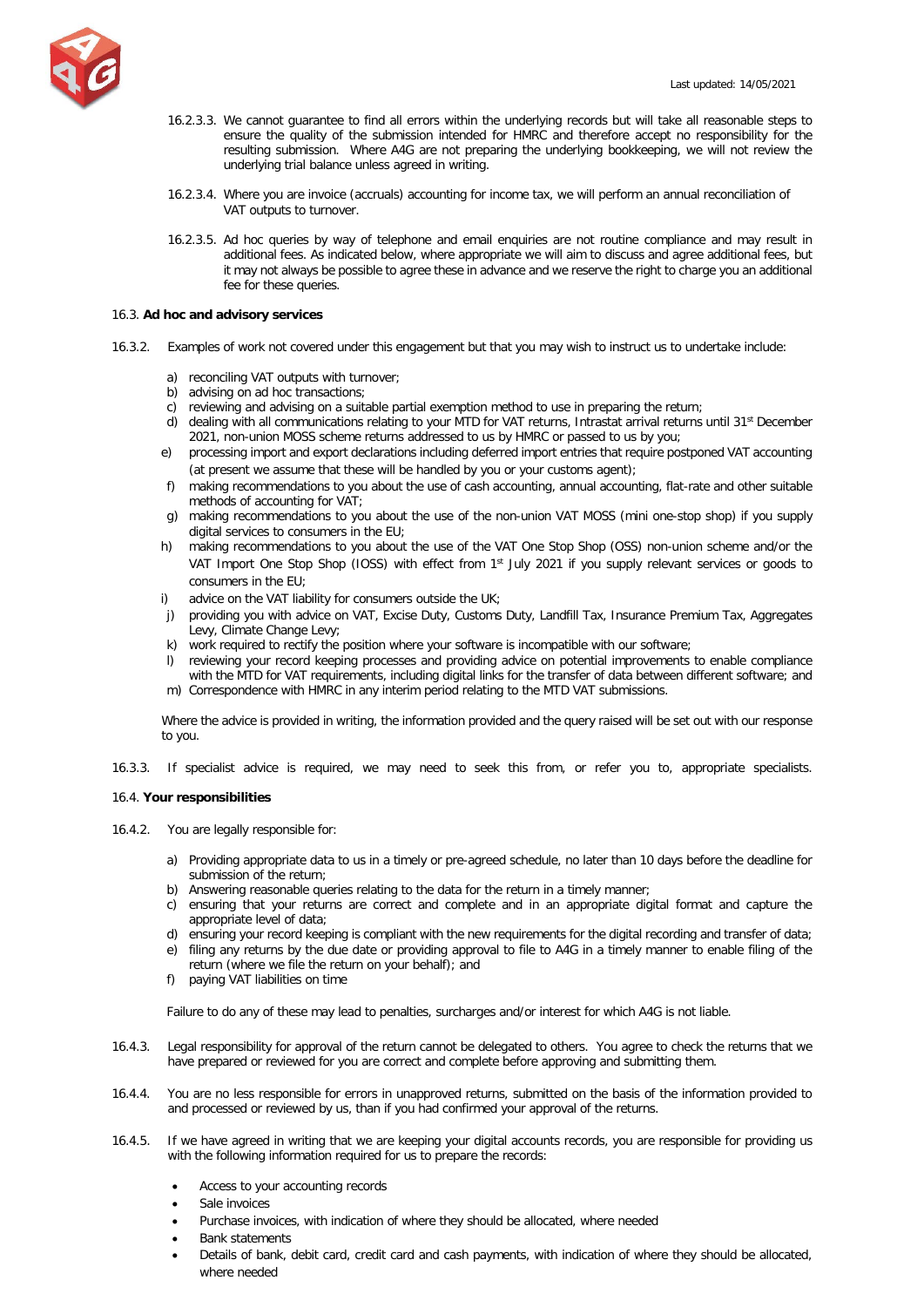16.2.3.3. We cannot guarantee to find all errors within the underlying records but will take all reasonable steps to ensure the quality of the submission intended for HMRC and therefore accept no responsibility for the resulting submission. Where A4G are not preparing the underlying bookkeeping, we will not review the underlying trial balance unless agreed in writing.

16.2.3.4. Where you are invoice (accruals) accounting for income tax, we will perform an annual reconciliation of VAT outputs to turnover.

16.2.3.5. Ad hoc queries by way of telephone and email enquiries are not routine compliance and may result in additional fees. As indicated below, where appropriate we will aim to discuss and agree additional fees, but it may not always be possible to agree these in advance and we reserve the right to charge you an additional fee for these queries.

16.3. **Ad hoc and advisory services**

16.3.2. Examples of work not covered under this engagement but that you may wish to instruct us to undertake include:

a) reconciling VAT outputs with turnover;
b) advising on ad hoc transactions;
c) reviewing and advising on a suitable partial exemption method to use in preparing the return;
d) dealing with all communications relating to your MTD for VAT returns, Intrastat arrival returns until 31st December 2021, non-union MOSS scheme returns addressed to us by HMRC or passed to us by you;
e) processing import and export declarations including deferred import entries that require postponed VAT accounting (at present we assume that these will be handled by you or your customs agent);
f) making recommendations to you about the use of cash accounting, annual accounting, flat-rate and other suitable methods of accounting for VAT;
g) making recommendations to you about the use of the non-union VAT MOSS (mini one-stop shop) if you supply digital services to consumers in the EU;
h) making recommendations to you about the use of the VAT One Stop Shop (OSS) non-union scheme and/or the VAT Import One Stop Shop (IOSS) with effect from 1st July 2021 if you supply relevant services or goods to consumers in the EU;
i) advice on the VAT liability for consumers outside the UK;
j) providing you with advice on VAT, Excise Duty, Customs Duty, Landfill Tax, Insurance Premium Tax, Aggregates Levy, Climate Change Levy;
k) work required to rectify the position where your software is incompatible with our software;
l) reviewing your record keeping processes and providing advice on potential improvements to enable compliance with the MTD for VAT requirements, including digital links for the transfer of data between different software; and
m) Correspondence with HMRC in any interim period relating to the MTD VAT submissions.

Where the advice is provided in writing, the information provided and the query raised will be set out with our response to you.

16.3.3. If specialist advice is required, we may need to seek this from, or refer you to, appropriate specialists.

16.4. **Your responsibilities**

16.4.2. You are legally responsible for:

a) Providing appropriate data to us in a timely or pre-agreed schedule, no later than 10 days before the deadline for submission of the return;
b) Answering reasonable queries relating to the data for the return in a timely manner;
c) ensuring that your returns are correct and complete and in an appropriate digital format and capture the appropriate level of data;
d) ensuring your record keeping is compliant with the new requirements for the digital recording and transfer of data;
e) filing any returns by the due date or providing approval to file to A4G in a timely manner to enable filing of the return (where we file the return on your behalf); and
f) paying VAT liabilities on time

Failure to do any of these may lead to penalties, surcharges and/or interest for which A4G is not liable.

16.4.3. Legal responsibility for approval of the return cannot be delegated to others. You agree to check the returns that we have prepared or reviewed for you are correct and complete before approving and submitting them.

16.4.4. You are no less responsible for errors in unapproved returns, submitted on the basis of the information provided to and processed or reviewed by us, than if you had confirmed your approval of the returns.

16.4.5. If we have agreed in writing that we are keeping your digital accounts records, you are responsible for providing us with the following information required for us to prepare the records:

- Access to your accounting records
- Sale invoices
- Purchase invoices, with indication of where they should be allocated, where needed
- Bank statements
- Details of bank, debit card, credit card and cash payments, with indication of where they should be allocated, where needed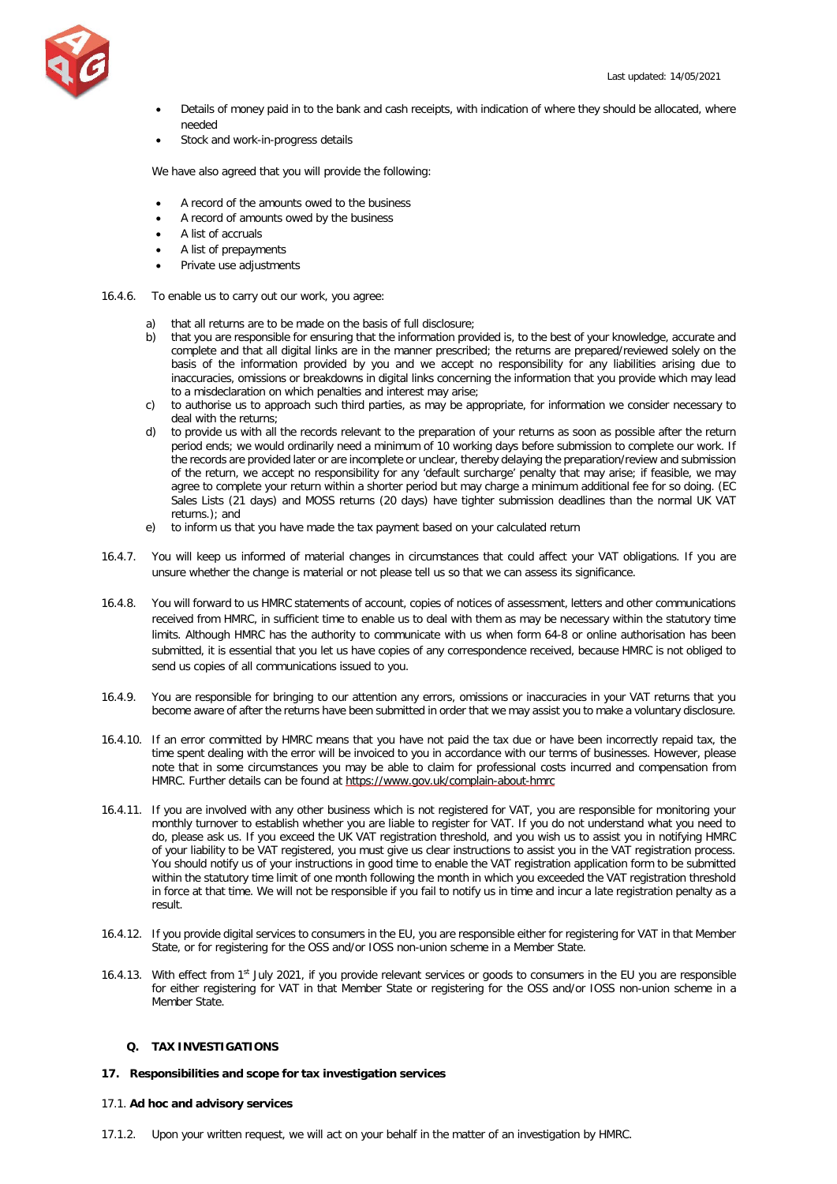- Details of money paid in to the bank and cash receipts, with indication of where they should be allocated, where needed
- Stock and work-in-progress details

We have also agreed that you will provide the following:

- A record of the amounts owed to the business
- A record of amounts owed by the business
- A list of accruals
- A list of prepayments
- Private use adjustments

16.4.6. To enable us to carry out our work, you agree:

a) that all returns are to be made on the basis of full disclosure;
b) that you are responsible for ensuring that the information provided is, to the best of your knowledge, accurate and complete and that all digital links are in the manner prescribed; the returns are prepared/reviewed solely on the basis of the information provided by you and we accept no responsibility for any liabilities arising due to inaccuracies, omissions or breakdowns in digital links concerning the information that you provide which may lead to a misdeclaration on which penalties and interest may arise;
c) to authorise us to approach such third parties, as may be appropriate, for information we consider necessary to deal with the returns;
d) to provide us with all the records relevant to the preparation of your returns as soon as possible after the return period ends; we would ordinarily need a minimum of 10 working days before submission to complete our work. If the records are provided later or are incomplete or unclear, thereby delaying the preparation/review and submission of the return, we accept no responsibility for any 'default surcharge' penalty that may arise; if feasible, we may agree to complete your return within a shorter period but may charge a minimum additional fee for so doing. (EC Sales Lists (21 days) and MOSS returns (20 days) have tighter submission deadlines than the normal UK VAT returns.); and
e) to inform us that you have made the tax payment based on your calculated return

16.4.7. You will keep us informed of material changes in circumstances that could affect your VAT obligations. If you are unsure whether the change is material or not please tell us so that we can assess its significance.

16.4.8. You will forward to us HMRC statements of account, copies of notices of assessment, letters and other communications received from HMRC, in sufficient time to enable us to deal with them as may be necessary within the statutory time limits. Although HMRC has the authority to communicate with us when form 64-8 or online authorisation has been submitted, it is essential that you let us have copies of any correspondence received, because HMRC is not obliged to send us copies of all communications issued to you.

16.4.9. You are responsible for bringing to our attention any errors, omissions or inaccuracies in your VAT returns that you become aware of after the returns have been submitted in order that we may assist you to make a voluntary disclosure.

16.4.10. If an error committed by HMRC means that you have not paid the tax due or have been incorrectly repaid tax, the time spent dealing with the error will be invoiced to you in accordance with our terms of businesses. However, please note that in some circumstances you may be able to claim for professional costs incurred and compensation from HMRC. Further details can be found at https://www.gov.uk/complain-about-hmrc

16.4.11. If you are involved with any other business which is not registered for VAT, you are responsible for monitoring your monthly turnover to establish whether you are liable to register for VAT. If you do not understand what you need to do, please ask us. If you exceed the UK VAT registration threshold, and you wish us to assist you in notifying HMRC of your liability to be VAT registered, you must give us clear instructions to assist you in the VAT registration process. You should notify us of your instructions in good time to enable the VAT registration application form to be submitted within the statutory time limit of one month following the month in which you exceeded the VAT registration threshold in force at that time. We will not be responsible if you fail to notify us in time and incur a late registration penalty as a result.

16.4.12. If you provide digital services to consumers in the EU, you are responsible either for registering for VAT in that Member State, or for registering for the OSS and/or IOSS non-union scheme in a Member State.

16.4.13. With effect from 1st July 2021, if you provide relevant services or goods to consumers in the EU you are responsible for either registering for VAT in that Member State or registering for the OSS and/or IOSS non-union scheme in a Member State.

### Q. TAX INVESTIGATIONS

### 17. Responsibilities and scope for tax investigation services

#### 17.1. Ad hoc and advisory services

17.1.2. Upon your written request, we will act on your behalf in the matter of an investigation by HMRC.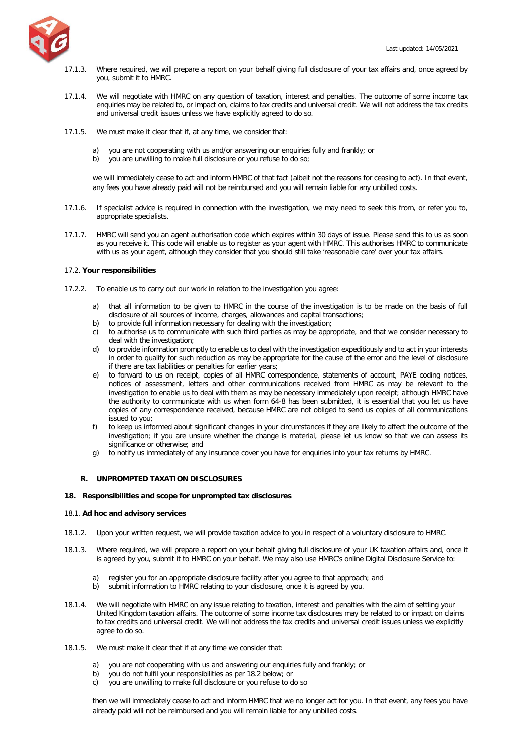17.1.3. Where required, we will prepare a report on your behalf giving full disclosure of your tax affairs and, once agreed by you, submit it to HMRC.

17.1.4. We will negotiate with HMRC on any question of taxation, interest and penalties. The outcome of some income tax enquiries may be related to, or impact on, claims to tax credits and universal credit. We will not address the tax credits and universal credit issues unless we have explicitly agreed to do so.

17.1.5. We must make it clear that if, at any time, we consider that:

a) you are not cooperating with us and/or answering our enquiries fully and frankly; or
b) you are unwilling to make full disclosure or you refuse to do so;

we will immediately cease to act and inform HMRC of that fact (albeit not the reasons for ceasing to act). In that event, any fees you have already paid will not be reimbursed and you will remain liable for any unbilled costs.

17.1.6. If specialist advice is required in connection with the investigation, we may need to seek this from, or refer you to, appropriate specialists.

17.1.7. HMRC will send you an agent authorisation code which expires within 30 days of issue. Please send this to us as soon as you receive it. This code will enable us to register as your agent with HMRC. This authorises HMRC to communicate with us as your agent, although they consider that you should still take 'reasonable care' over your tax affairs.

17.2. **Your responsibilities**

17.2.2. To enable us to carry out our work in relation to the investigation you agree:

a) that all information to be given to HMRC in the course of the investigation is to be made on the basis of full disclosure of all sources of income, charges, allowances and capital transactions;
b) to provide full information necessary for dealing with the investigation;
c) to authorise us to communicate with such third parties as may be appropriate, and that we consider necessary to deal with the investigation;
d) to provide information promptly to enable us to deal with the investigation expeditiously and to act in your interests in order to qualify for such reduction as may be appropriate for the cause of the error and the level of disclosure if there are tax liabilities or penalties for earlier years;
e) to forward to us on receipt, copies of all HMRC correspondence, statements of account, PAYE coding notices, notices of assessment, letters and other communications received from HMRC as may be relevant to the investigation to enable us to deal with them as may be necessary immediately upon receipt; although HMRC have the authority to communicate with us when form 64-8 has been submitted, it is essential that you let us have copies of any correspondence received, because HMRC are not obliged to send us copies of all communications issued to you;
f) to keep us informed about significant changes in your circumstances if they are likely to affect the outcome of the investigation; if you are unsure whether the change is material, please let us know so that we can assess its significance or otherwise; and
g) to notify us immediately of any insurance cover you have for enquiries into your tax returns by HMRC.

### R. UNPROMPTED TAXATION DISCLOSURES

## 18. Responsibilities and scope for unprompted tax disclosures

18.1. **Ad hoc and advisory services**

18.1.2. Upon your written request, we will provide taxation advice to you in respect of a voluntary disclosure to HMRC.

18.1.3. Where required, we will prepare a report on your behalf giving full disclosure of your UK taxation affairs and, once it is agreed by you, submit it to HMRC on your behalf. We may also use HMRC's online Digital Disclosure Service to:

a) register you for an appropriate disclosure facility after you agree to that approach; and
b) submit information to HMRC relating to your disclosure, once it is agreed by you.

18.1.4. We will negotiate with HMRC on any issue relating to taxation, interest and penalties with the aim of settling your United Kingdom taxation affairs. The outcome of some income tax disclosures may be related to or impact on claims to tax credits and universal credit. We will not address the tax credits and universal credit issues unless we explicitly agree to do so.

18.1.5. We must make it clear that if at any time we consider that:

a) you are not cooperating with us and answering our enquiries fully and frankly; or
b) you do not fulfil your responsibilities as per 18.2 below; or
c) you are unwilling to make full disclosure or you refuse to do so

then we will immediately cease to act and inform HMRC that we no longer act for you. In that event, any fees you have already paid will not be reimbursed and you will remain liable for any unbilled costs.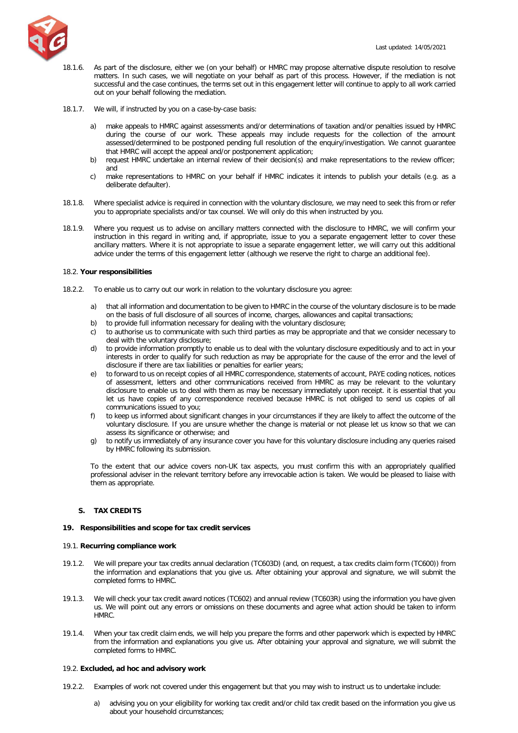18.1.6. As part of the disclosure, either we (on your behalf) or HMRC may propose alternative dispute resolution to resolve matters. In such cases, we will negotiate on your behalf as part of this process. However, if the mediation is not successful and the case continues, the terms set out in this engagement letter will continue to apply to all work carried out on your behalf following the mediation.

18.1.7. We will, if instructed by you on a case-by-case basis:

a) make appeals to HMRC against assessments and/or determinations of taxation and/or penalties issued by HMRC during the course of our work. These appeals may include requests for the collection of the amount assessed/determined to be postponed pending full resolution of the enquiry/investigation. We cannot guarantee that HMRC will accept the appeal and/or postponement application;
b) request HMRC undertake an internal review of their decision(s) and make representations to the review officer; and
c) make representations to HMRC on your behalf if HMRC indicates it intends to publish your details (e.g. as a deliberate defaulter).

18.1.8. Where specialist advice is required in connection with the voluntary disclosure, we may need to seek this from or refer you to appropriate specialists and/or tax counsel. We will only do this when instructed by you.

18.1.9. Where you request us to advise on ancillary matters connected with the disclosure to HMRC, we will confirm your instruction in this regard in writing and, if appropriate, issue to you a separate engagement letter to cover these ancillary matters. Where it is not appropriate to issue a separate engagement letter, we will carry out this additional advice under the terms of this engagement letter (although we reserve the right to charge an additional fee).

18.2. **Your responsibilities**

18.2.2. To enable us to carry out our work in relation to the voluntary disclosure you agree:

a) that all information and documentation to be given to HMRC in the course of the voluntary disclosure is to be made on the basis of full disclosure of all sources of income, charges, allowances and capital transactions;
b) to provide full information necessary for dealing with the voluntary disclosure;
c) to authorise us to communicate with such third parties as may be appropriate and that we consider necessary to deal with the voluntary disclosure;
d) to provide information promptly to enable us to deal with the voluntary disclosure expeditiously and to act in your interests in order to qualify for such reduction as may be appropriate for the cause of the error and the level of disclosure if there are tax liabilities or penalties for earlier years;
e) to forward to us on receipt copies of all HMRC correspondence, statements of account, PAYE coding notices, notices of assessment, letters and other communications received from HMRC as may be relevant to the voluntary disclosure to enable us to deal with them as may be necessary immediately upon receipt. it is essential that you let us have copies of any correspondence received because HMRC is not obliged to send us copies of all communications issued to you;
f) to keep us informed about significant changes in your circumstances if they are likely to affect the outcome of the voluntary disclosure. If you are unsure whether the change is material or not please let us know so that we can assess its significance or otherwise; and
g) to notify us immediately of any insurance cover you have for this voluntary disclosure including any queries raised by HMRC following its submission.

To the extent that our advice covers non-UK tax aspects, you must confirm this with an appropriately qualified professional adviser in the relevant territory before any irrevocable action is taken. We would be pleased to liaise with them as appropriate.

## S. TAX CREDITS

### 19. Responsibilities and scope for tax credit services

19.1. **Recurring compliance work**

19.1.2. We will prepare your tax credits annual declaration (TC603D) (and, on request, a tax credits claim form (TC600)) from the information and explanations that you give us. After obtaining your approval and signature, we will submit the completed forms to HMRC.

19.1.3. We will check your tax credit award notices (TC602) and annual review (TC603R) using the information you have given us. We will point out any errors or omissions on these documents and agree what action should be taken to inform HMRC.

19.1.4. When your tax credit claim ends, we will help you prepare the forms and other paperwork which is expected by HMRC from the information and explanations you give us. After obtaining your approval and signature, we will submit the completed forms to HMRC.

19.2. **Excluded, ad hoc and advisory work**

19.2.2. Examples of work not covered under this engagement but that you may wish to instruct us to undertake include:

a) advising you on your eligibility for working tax credit and/or child tax credit based on the information you give us about your household circumstances;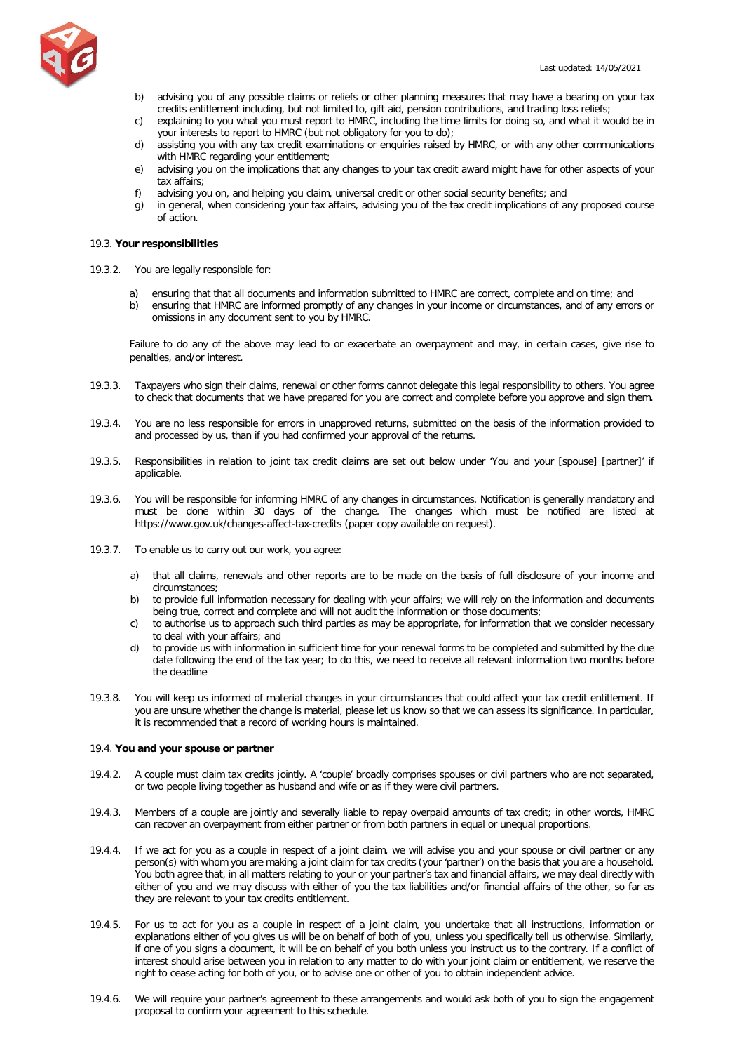b) advising you of any possible claims or reliefs or other planning measures that may have a bearing on your tax credits entitlement including, but not limited to, gift aid, pension contributions, and trading loss reliefs;
c) explaining to you what you must report to HMRC, including the time limits for doing so, and what it would be in your interests to report to HMRC (but not obligatory for you to do);
d) assisting you with any tax credit examinations or enquiries raised by HMRC, or with any other communications with HMRC regarding your entitlement;
e) advising you on the implications that any changes to your tax credit award might have for other aspects of your tax affairs;
f) advising you on, and helping you claim, universal credit or other social security benefits; and
g) in general, when considering your tax affairs, advising you of the tax credit implications of any proposed course of action.

### 19.3. **Your responsibilities**

19.3.2. You are legally responsible for:

a) ensuring that that all documents and information submitted to HMRC are correct, complete and on time; and
b) ensuring that HMRC are informed promptly of any changes in your income or circumstances, and of any errors or omissions in any document sent to you by HMRC.

Failure to do any of the above may lead to or exacerbate an overpayment and may, in certain cases, give rise to penalties, and/or interest.

19.3.3. Taxpayers who sign their claims, renewal or other forms cannot delegate this legal responsibility to others. You agree to check that documents that we have prepared for you are correct and complete before you approve and sign them.

19.3.4. You are no less responsible for errors in unapproved returns, submitted on the basis of the information provided to and processed by us, than if you had confirmed your approval of the returns.

19.3.5. Responsibilities in relation to joint tax credit claims are set out below under 'You and your [spouse] [partner]' if applicable.

19.3.6. You will be responsible for informing HMRC of any changes in circumstances. Notification is generally mandatory and must be done within 30 days of the change. The changes which must be notified are listed at https://www.gov.uk/changes-affect-tax-credits (paper copy available on request).

19.3.7. To enable us to carry out our work, you agree:

a) that all claims, renewals and other reports are to be made on the basis of full disclosure of your income and circumstances;
b) to provide full information necessary for dealing with your affairs; we will rely on the information and documents being true, correct and complete and will not audit the information or those documents;
c) to authorise us to approach such third parties as may be appropriate, for information that we consider necessary to deal with your affairs; and
d) to provide us with information in sufficient time for your renewal forms to be completed and submitted by the due date following the end of the tax year; to do this, we need to receive all relevant information two months before the deadline

19.3.8. You will keep us informed of material changes in your circumstances that could affect your tax credit entitlement. If you are unsure whether the change is material, please let us know so that we can assess its significance. In particular, it is recommended that a record of working hours is maintained.

### 19.4. **You and your spouse or partner**

19.4.2. A couple must claim tax credits jointly. A 'couple' broadly comprises spouses or civil partners who are not separated, or two people living together as husband and wife or as if they were civil partners.

19.4.3. Members of a couple are jointly and severally liable to repay overpaid amounts of tax credit; in other words, HMRC can recover an overpayment from either partner or from both partners in equal or unequal proportions.

19.4.4. If we act for you as a couple in respect of a joint claim, we will advise you and your spouse or civil partner or any person(s) with whom you are making a joint claim for tax credits (your 'partner') on the basis that you are a household. You both agree that, in all matters relating to your or your partner's tax and financial affairs, we may deal directly with either of you and we may discuss with either of you the tax liabilities and/or financial affairs of the other, so far as they are relevant to your tax credits entitlement.

19.4.5. For us to act for you as a couple in respect of a joint claim, you undertake that all instructions, information or explanations either of you gives us will be on behalf of both of you, unless you specifically tell us otherwise. Similarly, if one of you signs a document, it will be on behalf of you both unless you instruct us to the contrary. If a conflict of interest should arise between you in relation to any matter to do with your joint claim or entitlement, we reserve the right to cease acting for both of you, or to advise one or other of you to obtain independent advice.

19.4.6. We will require your partner's agreement to these arrangements and would ask both of you to sign the engagement proposal to confirm your agreement to this schedule.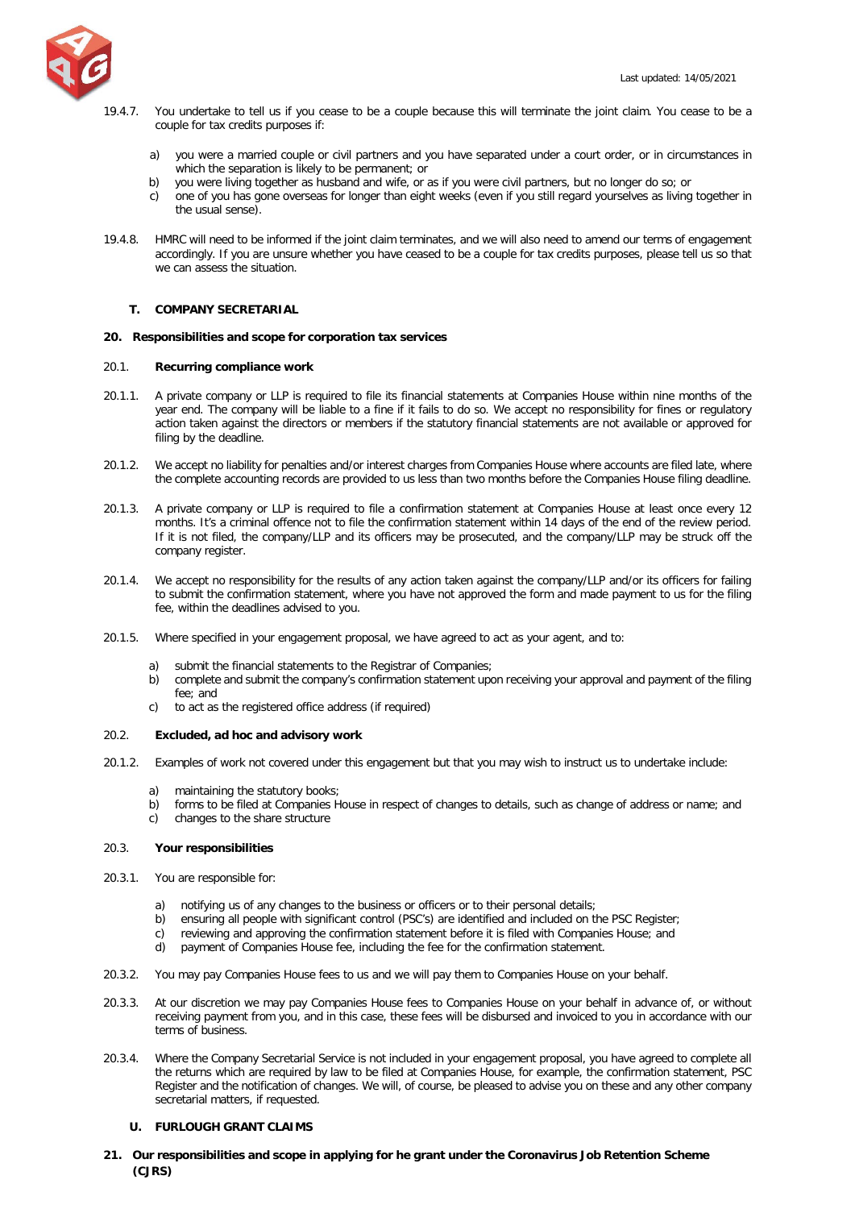19.4.7. You undertake to tell us if you cease to be a couple because this will terminate the joint claim. You cease to be a couple for tax credits purposes if:

a) you were a married couple or civil partners and you have separated under a court order, or in circumstances in which the separation is likely to be permanent; or
b) you were living together as husband and wife, or as if you were civil partners, but no longer do so; or
c) one of you has gone overseas for longer than eight weeks (even if you still regard yourselves as living together in the usual sense).

19.4.8. HMRC will need to be informed if the joint claim terminates, and we will also need to amend our terms of engagement accordingly. If you are unsure whether you have ceased to be a couple for tax credits purposes, please tell us so that we can assess the situation.

## T. COMPANY SECRETARIAL

### 20. Responsibilities and scope for corporation tax services

#### 20.1. Recurring compliance work

20.1.1. A private company or LLP is required to file its financial statements at Companies House within nine months of the year end. The company will be liable to a fine if it fails to do so. We accept no responsibility for fines or regulatory action taken against the directors or members if the statutory financial statements are not available or approved for filing by the deadline.

20.1.2. We accept no liability for penalties and/or interest charges from Companies House where accounts are filed late, where the complete accounting records are provided to us less than two months before the Companies House filing deadline.

20.1.3. A private company or LLP is required to file a confirmation statement at Companies House at least once every 12 months. It's a criminal offence not to file the confirmation statement within 14 days of the end of the review period. If it is not filed, the company/LLP and its officers may be prosecuted, and the company/LLP may be struck off the company register.

20.1.4. We accept no responsibility for the results of any action taken against the company/LLP and/or its officers for failing to submit the confirmation statement, where you have not approved the form and made payment to us for the filing fee, within the deadlines advised to you.

20.1.5. Where specified in your engagement proposal, we have agreed to act as your agent, and to:

a) submit the financial statements to the Registrar of Companies;
b) complete and submit the company's confirmation statement upon receiving your approval and payment of the filing fee; and
c) to act as the registered office address (if required)

#### 20.2. Excluded, ad hoc and advisory work

20.1.2. Examples of work not covered under this engagement but that you may wish to instruct us to undertake include:

a) maintaining the statutory books;
b) forms to be filed at Companies House in respect of changes to details, such as change of address or name; and
c) changes to the share structure

#### 20.3. Your responsibilities

20.3.1. You are responsible for:

a) notifying us of any changes to the business or officers or to their personal details;
b) ensuring all people with significant control (PSC's) are identified and included on the PSC Register;
c) reviewing and approving the confirmation statement before it is filed with Companies House; and
d) payment of Companies House fee, including the fee for the confirmation statement.

20.3.2. You may pay Companies House fees to us and we will pay them to Companies House on your behalf.

20.3.3. At our discretion we may pay Companies House fees to Companies House on your behalf in advance of, or without receiving payment from you, and in this case, these fees will be disbursed and invoiced to you in accordance with our terms of business.

20.3.4. Where the Company Secretarial Service is not included in your engagement proposal, you have agreed to complete all the returns which are required by law to be filed at Companies House, for example, the confirmation statement, PSC Register and the notification of changes. We will, of course, be pleased to advise you on these and any other company secretarial matters, if requested.

## U. FURLOUGH GRANT CLAIMS

### 21. Our responsibilities and scope in applying for he grant under the Coronavirus Job Retention Scheme (CJRS)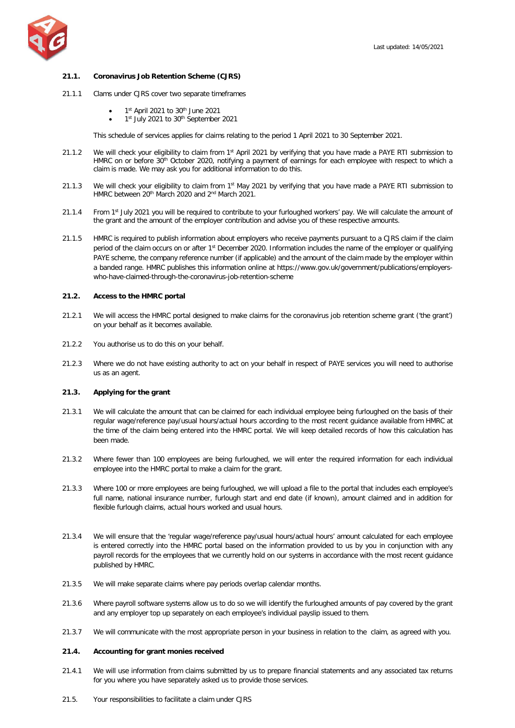Last updated: 14/05/2021

### 21.1. Coronavirus Job Retention Scheme (CJRS)

21.1.1 Clams under CJRS cover two separate timeframes

- 1st April 2021 to 30th June 2021
- 1st July 2021 to 30th September 2021

This schedule of services applies for claims relating to the period 1 April 2021 to 30 September 2021.

21.1.2 We will check your eligibility to claim from 1st April 2021 by verifying that you have made a PAYE RTI submission to HMRC on or before 30th October 2020, notifying a payment of earnings for each employee with respect to which a claim is made. We may ask you for additional information to do this.

21.1.3 We will check your eligibility to claim from 1st May 2021 by verifying that you have made a PAYE RTI submission to HMRC between 20th March 2020 and 2nd March 2021.

21.1.4 From 1st July 2021 you will be required to contribute to your furloughed workers' pay. We will calculate the amount of the grant and the amount of the employer contribution and advise you of these respective amounts.

21.1.5 HMRC is required to publish information about employers who receive payments pursuant to a CJRS claim if the claim period of the claim occurs on or after 1st December 2020. Information includes the name of the employer or qualifying PAYE scheme, the company reference number (if applicable) and the amount of the claim made by the employer within a banded range. HMRC publishes this information online at https://www.gov.uk/government/publications/employers-who-have-claimed-through-the-coronavirus-job-retention-scheme

### 21.2. Access to the HMRC portal

21.2.1 We will access the HMRC portal designed to make claims for the coronavirus job retention scheme grant ('the grant') on your behalf as it becomes available.

21.2.2 You authorise us to do this on your behalf.

21.2.3 Where we do not have existing authority to act on your behalf in respect of PAYE services you will need to authorise us as an agent.

### 21.3. Applying for the grant

21.3.1 We will calculate the amount that can be claimed for each individual employee being furloughed on the basis of their regular wage/reference pay/usual hours/actual hours according to the most recent guidance available from HMRC at the time of the claim being entered into the HMRC portal. We will keep detailed records of how this calculation has been made.

21.3.2 Where fewer than 100 employees are being furloughed, we will enter the required information for each individual employee into the HMRC portal to make a claim for the grant.

21.3.3 Where 100 or more employees are being furloughed, we will upload a file to the portal that includes each employee's full name, national insurance number, furlough start and end date (if known), amount claimed and in addition for flexible furlough claims, actual hours worked and usual hours.

21.3.4 We will ensure that the 'regular wage/reference pay/usual hours/actual hours' amount calculated for each employee is entered correctly into the HMRC portal based on the information provided to us by you in conjunction with any payroll records for the employees that we currently hold on our systems in accordance with the most recent guidance published by HMRC.

21.3.5 We will make separate claims where pay periods overlap calendar months.

21.3.6 Where payroll software systems allow us to do so we will identify the furloughed amounts of pay covered by the grant and any employer top up separately on each employee's individual payslip issued to them.

21.3.7 We will communicate with the most appropriate person in your business in relation to the claim, as agreed with you.

### 21.4. Accounting for grant monies received

21.4.1 We will use information from claims submitted by us to prepare financial statements and any associated tax returns for you where you have separately asked us to provide those services.

21.5. Your responsibilities to facilitate a claim under CJRS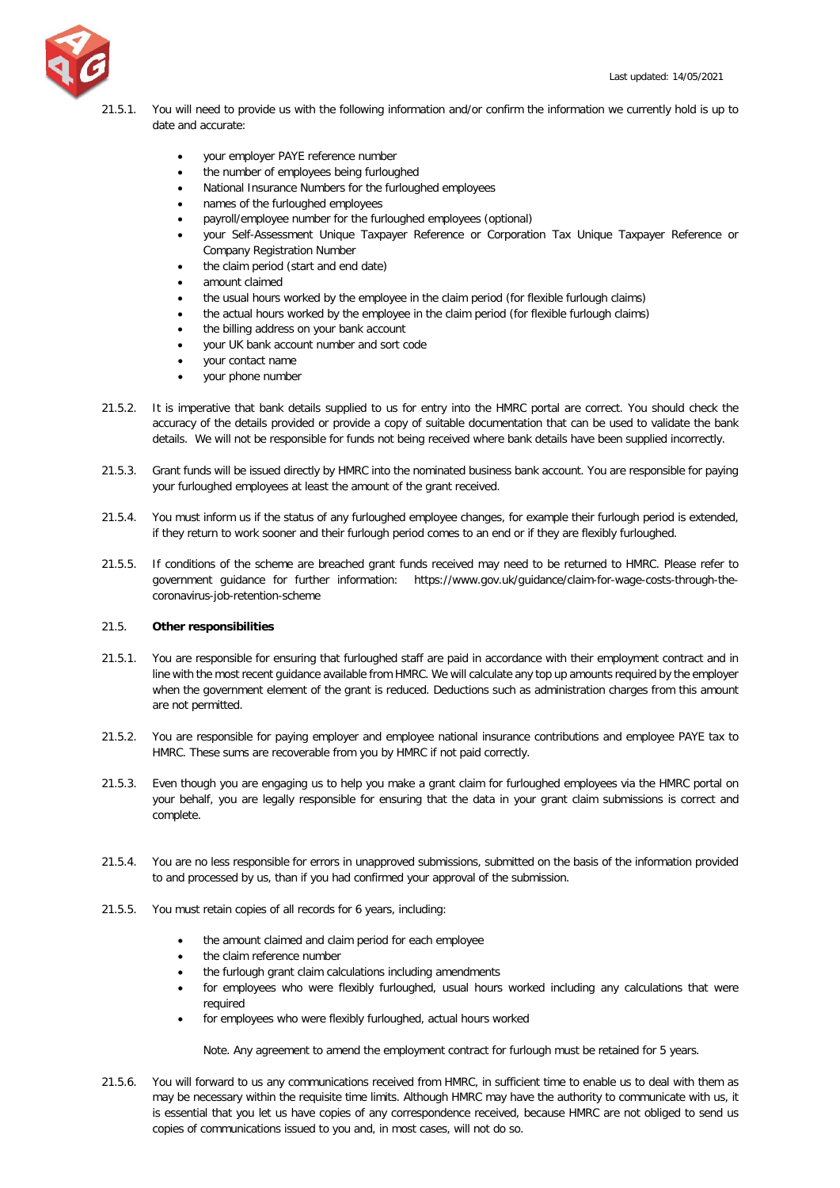21.5.1. You will need to provide us with the following information and/or confirm the information we currently hold is up to date and accurate:

- your employer PAYE reference number
- the number of employees being furloughed
- National Insurance Numbers for the furloughed employees
- names of the furloughed employees
- payroll/employee number for the furloughed employees (optional)
- your Self-Assessment Unique Taxpayer Reference or Corporation Tax Unique Taxpayer Reference or Company Registration Number
- the claim period (start and end date)
- amount claimed
- the usual hours worked by the employee in the claim period (for flexible furlough claims)
- the actual hours worked by the employee in the claim period (for flexible furlough claims)
- the billing address on your bank account
- your UK bank account number and sort code
- your contact name
- your phone number

21.5.2. It is imperative that bank details supplied to us for entry into the HMRC portal are correct. You should check the accuracy of the details provided or provide a copy of suitable documentation that can be used to validate the bank details. We will not be responsible for funds not being received where bank details have been supplied incorrectly.

21.5.3. Grant funds will be issued directly by HMRC into the nominated business bank account. You are responsible for paying your furloughed employees at least the amount of the grant received.

21.5.4. You must inform us if the status of any furloughed employee changes, for example their furlough period is extended, if they return to work sooner and their furlough period comes to an end or if they are flexibly furloughed.

21.5.5. If conditions of the scheme are breached grant funds received may need to be returned to HMRC. Please refer to government guidance for further information: https://www.gov.uk/guidance/claim-for-wage-costs-through-the-coronavirus-job-retention-scheme

## 21.5. Other responsibilities

21.5.1. You are responsible for ensuring that furloughed staff are paid in accordance with their employment contract and in line with the most recent guidance available from HMRC. We will calculate any top up amounts required by the employer when the government element of the grant is reduced. Deductions such as administration charges from this amount are not permitted.

21.5.2. You are responsible for paying employer and employee national insurance contributions and employee PAYE tax to HMRC. These sums are recoverable from you by HMRC if not paid correctly.

21.5.3. Even though you are engaging us to help you make a grant claim for furloughed employees via the HMRC portal on your behalf, you are legally responsible for ensuring that the data in your grant claim submissions is correct and complete.

21.5.4. You are no less responsible for errors in unapproved submissions, submitted on the basis of the information provided to and processed by us, than if you had confirmed your approval of the submission.

21.5.5. You must retain copies of all records for 6 years, including:

- the amount claimed and claim period for each employee
- the claim reference number
- the furlough grant claim calculations including amendments
- for employees who were flexibly furloughed, usual hours worked including any calculations that were required
- for employees who were flexibly furloughed, actual hours worked

Note. Any agreement to amend the employment contract for furlough must be retained for 5 years.

21.5.6. You will forward to us any communications received from HMRC, in sufficient time to enable us to deal with them as may be necessary within the requisite time limits. Although HMRC may have the authority to communicate with us, it is essential that you let us have copies of any correspondence received, because HMRC are not obliged to send us copies of communications issued to you and, in most cases, will not do so.